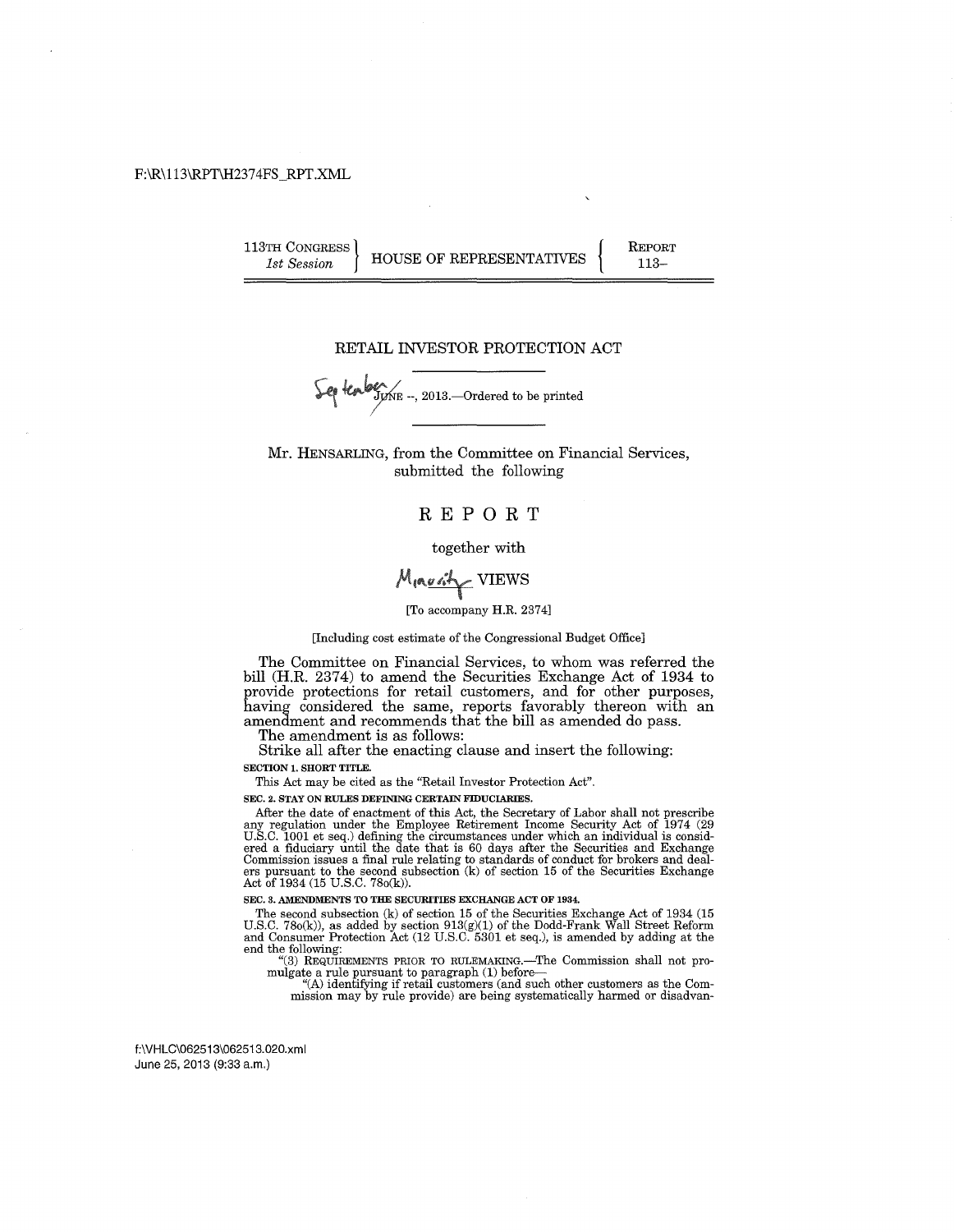F:\R\113\RPT\H2374FS_RPT.XML

113TH CONGRESS
*1st Session*

HOUSE OF REPRESENTATIVES

REPORT
113–

# RETAIL INVESTOR PROTECTION ACT

September JUNE --, 2013.—Ordered to be printed

Mr. HENSARLING, from the Committee on Financial Services, submitted the following

## REPORT

together with

Minority VIEWS

[To accompany H.R. 2374]

[Including cost estimate of the Congressional Budget Office]

The Committee on Financial Services, to whom was referred the bill (H.R. 2374) to amend the Securities Exchange Act of 1934 to provide protections for retail customers, and for other purposes, having considered the same, reports favorably thereon with an amendment and recommends that the bill as amended do pass.

The amendment is as follows:

Strike all after the enacting clause and insert the following:

**SECTION 1. SHORT TITLE.**

This Act may be cited as the "Retail Investor Protection Act".

**SEC. 2. STAY ON RULES DEFINING CERTAIN FIDUCIARIES.**

After the date of enactment of this Act, the Secretary of Labor shall not prescribe any regulation under the Employee Retirement Income Security Act of 1974 (29 U.S.C. 1001 et seq.) defining the circumstances under which an individual is considered a fiduciary until the date that is 60 days after the Securities and Exchange Commission issues a final rule relating to standards of conduct for brokers and dealers pursuant to the second subsection (k) of section 15 of the Securities Exchange Act of 1934 (15 U.S.C. 78o(k)).

**SEC. 3. AMENDMENTS TO THE SECURITIES EXCHANGE ACT OF 1934.**

The second subsection (k) of section 15 of the Securities Exchange Act of 1934 (15 U.S.C. 78o(k)), as added by section 913(g)(1) of the Dodd-Frank Wall Street Reform and Consumer Protection Act (12 U.S.C. 5301 et seq.), is amended by adding at the end the following:

"(3) REQUIREMENTS PRIOR TO RULEMAKING.—The Commission shall not promulgate a rule pursuant to paragraph (1) before—

"(A) identifying if retail customers (and such other customers as the Commission may by rule provide) are being systematically harmed or disadvan-

f:\VHLC\062513\062513.020.xml
June 25, 2013 (9:33 a.m.)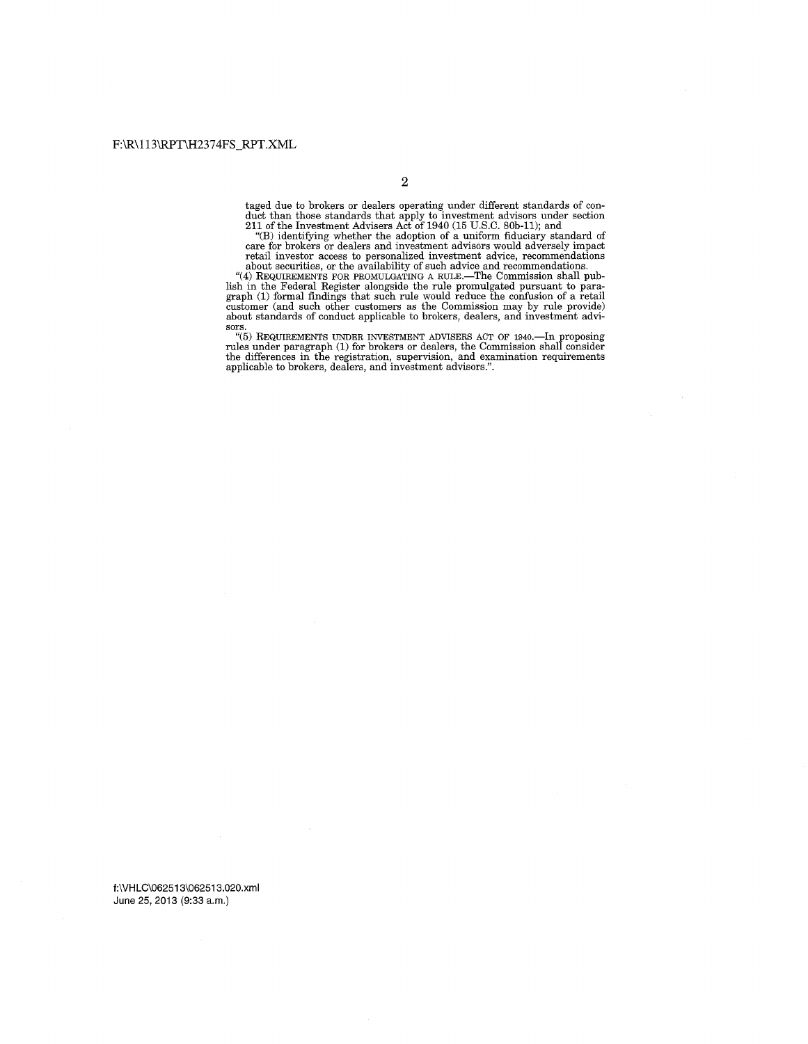taged due to brokers or dealers operating under different standards of conduct than those standards that apply to investment advisors under section 211 of the Investment Advisers Act of 1940 (15 U.S.C. 80b-11); and

"(B) identifying whether the adoption of a uniform fiduciary standard of care for brokers or dealers and investment advisors would adversely impact retail investor access to personalized investment advice, recommendations about securities, or the availability of such advice and recommendations.

"(4) REQUIREMENTS FOR PROMULGATING A RULE.—The Commission shall publish in the Federal Register alongside the rule promulgated pursuant to paragraph (1) formal findings that such rule would reduce the confusion of a retail customer (and such other customers as the Commission may by rule provide) about standards of conduct applicable to brokers, dealers, and investment advisors.

"(5) REQUIREMENTS UNDER INVESTMENT ADVISERS ACT OF 1940.—In proposing rules under paragraph (1) for brokers or dealers, the Commission shall consider the differences in the registration, supervision, and examination requirements applicable to brokers, dealers, and investment advisors.".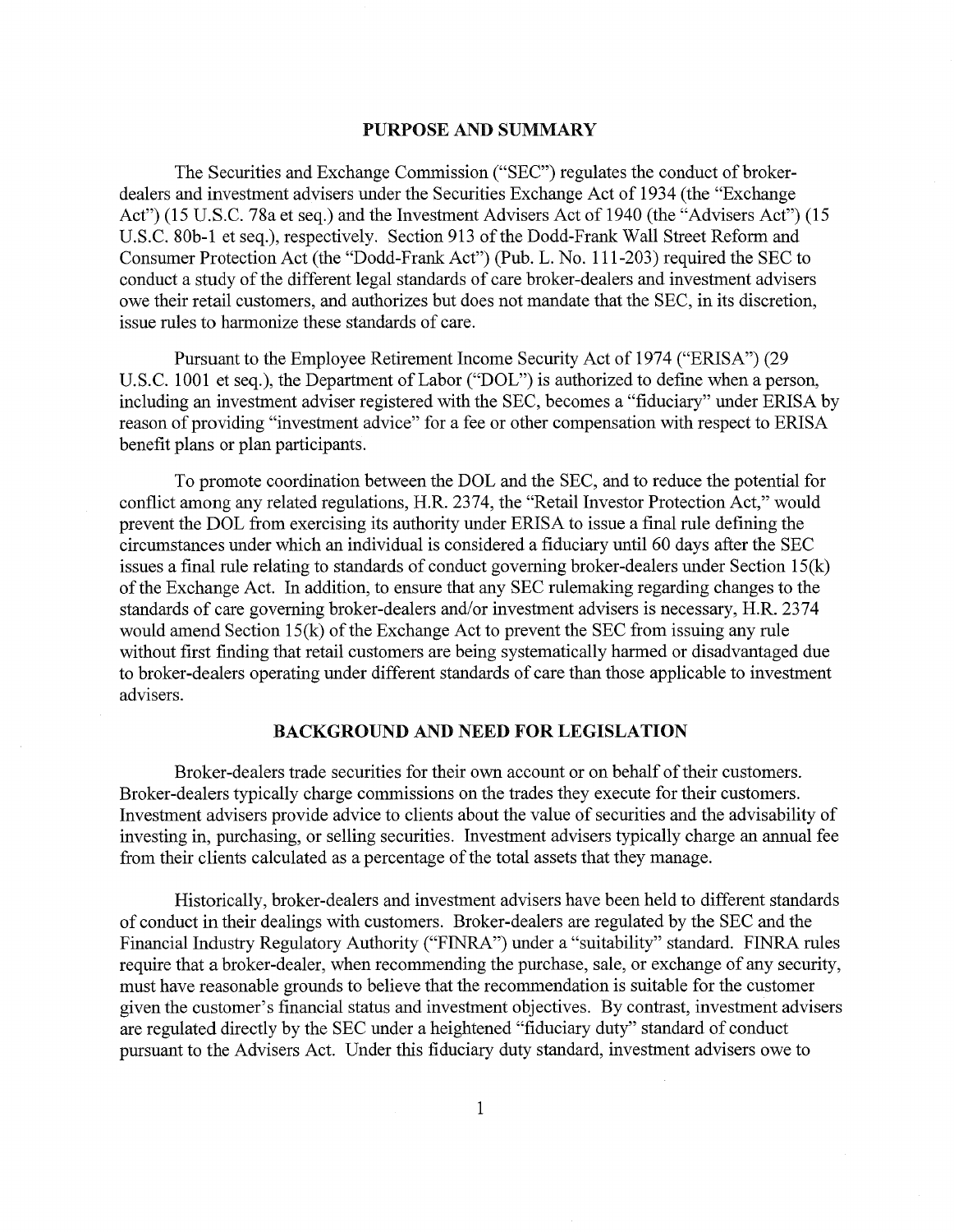## PURPOSE AND SUMMARY

The Securities and Exchange Commission ("SEC") regulates the conduct of broker-dealers and investment advisers under the Securities Exchange Act of 1934 (the "Exchange Act") (15 U.S.C. 78a et seq.) and the Investment Advisers Act of 1940 (the "Advisers Act") (15 U.S.C. 80b-1 et seq.), respectively. Section 913 of the Dodd-Frank Wall Street Reform and Consumer Protection Act (the "Dodd-Frank Act") (Pub. L. No. 111-203) required the SEC to conduct a study of the different legal standards of care broker-dealers and investment advisers owe their retail customers, and authorizes but does not mandate that the SEC, in its discretion, issue rules to harmonize these standards of care.

Pursuant to the Employee Retirement Income Security Act of 1974 ("ERISA") (29 U.S.C. 1001 et seq.), the Department of Labor ("DOL") is authorized to define when a person, including an investment adviser registered with the SEC, becomes a "fiduciary" under ERISA by reason of providing "investment advice" for a fee or other compensation with respect to ERISA benefit plans or plan participants.

To promote coordination between the DOL and the SEC, and to reduce the potential for conflict among any related regulations, H.R. 2374, the "Retail Investor Protection Act," would prevent the DOL from exercising its authority under ERISA to issue a final rule defining the circumstances under which an individual is considered a fiduciary until 60 days after the SEC issues a final rule relating to standards of conduct governing broker-dealers under Section 15(k) of the Exchange Act. In addition, to ensure that any SEC rulemaking regarding changes to the standards of care governing broker-dealers and/or investment advisers is necessary, H.R. 2374 would amend Section 15(k) of the Exchange Act to prevent the SEC from issuing any rule without first finding that retail customers are being systematically harmed or disadvantaged due to broker-dealers operating under different standards of care than those applicable to investment advisers.

## BACKGROUND AND NEED FOR LEGISLATION

Broker-dealers trade securities for their own account or on behalf of their customers. Broker-dealers typically charge commissions on the trades they execute for their customers. Investment advisers provide advice to clients about the value of securities and the advisability of investing in, purchasing, or selling securities. Investment advisers typically charge an annual fee from their clients calculated as a percentage of the total assets that they manage.

Historically, broker-dealers and investment advisers have been held to different standards of conduct in their dealings with customers. Broker-dealers are regulated by the SEC and the Financial Industry Regulatory Authority ("FINRA") under a "suitability" standard. FINRA rules require that a broker-dealer, when recommending the purchase, sale, or exchange of any security, must have reasonable grounds to believe that the recommendation is suitable for the customer given the customer's financial status and investment objectives. By contrast, investment advisers are regulated directly by the SEC under a heightened "fiduciary duty" standard of conduct pursuant to the Advisers Act. Under this fiduciary duty standard, investment advisers owe to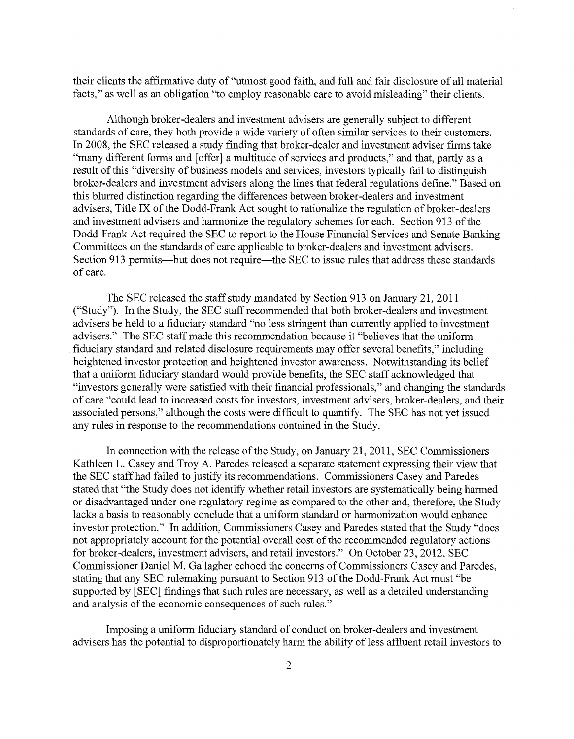their clients the affirmative duty of "utmost good faith, and full and fair disclosure of all material facts," as well as an obligation "to employ reasonable care to avoid misleading" their clients.

Although broker-dealers and investment advisers are generally subject to different standards of care, they both provide a wide variety of often similar services to their customers. In 2008, the SEC released a study finding that broker-dealer and investment adviser firms take "many different forms and [offer] a multitude of services and products," and that, partly as a result of this "diversity of business models and services, investors typically fail to distinguish broker-dealers and investment advisers along the lines that federal regulations define." Based on this blurred distinction regarding the differences between broker-dealers and investment advisers, Title IX of the Dodd-Frank Act sought to rationalize the regulation of broker-dealers and investment advisers and harmonize the regulatory schemes for each. Section 913 of the Dodd-Frank Act required the SEC to report to the House Financial Services and Senate Banking Committees on the standards of care applicable to broker-dealers and investment advisers. Section 913 permits—but does not require—the SEC to issue rules that address these standards of care.

The SEC released the staff study mandated by Section 913 on January 21, 2011 ("Study"). In the Study, the SEC staff recommended that both broker-dealers and investment advisers be held to a fiduciary standard "no less stringent than currently applied to investment advisers." The SEC staff made this recommendation because it "believes that the uniform fiduciary standard and related disclosure requirements may offer several benefits," including heightened investor protection and heightened investor awareness. Notwithstanding its belief that a uniform fiduciary standard would provide benefits, the SEC staff acknowledged that "investors generally were satisfied with their financial professionals," and changing the standards of care "could lead to increased costs for investors, investment advisers, broker-dealers, and their associated persons," although the costs were difficult to quantify. The SEC has not yet issued any rules in response to the recommendations contained in the Study.

In connection with the release of the Study, on January 21, 2011, SEC Commissioners Kathleen L. Casey and Troy A. Paredes released a separate statement expressing their view that the SEC staff had failed to justify its recommendations. Commissioners Casey and Paredes stated that "the Study does not identify whether retail investors are systematically being harmed or disadvantaged under one regulatory regime as compared to the other and, therefore, the Study lacks a basis to reasonably conclude that a uniform standard or harmonization would enhance investor protection." In addition, Commissioners Casey and Paredes stated that the Study "does not appropriately account for the potential overall cost of the recommended regulatory actions for broker-dealers, investment advisers, and retail investors." On October 23, 2012, SEC Commissioner Daniel M. Gallagher echoed the concerns of Commissioners Casey and Paredes, stating that any SEC rulemaking pursuant to Section 913 of the Dodd-Frank Act must "be supported by [SEC] findings that such rules are necessary, as well as a detailed understanding and analysis of the economic consequences of such rules."

Imposing a uniform fiduciary standard of conduct on broker-dealers and investment advisers has the potential to disproportionately harm the ability of less affluent retail investors to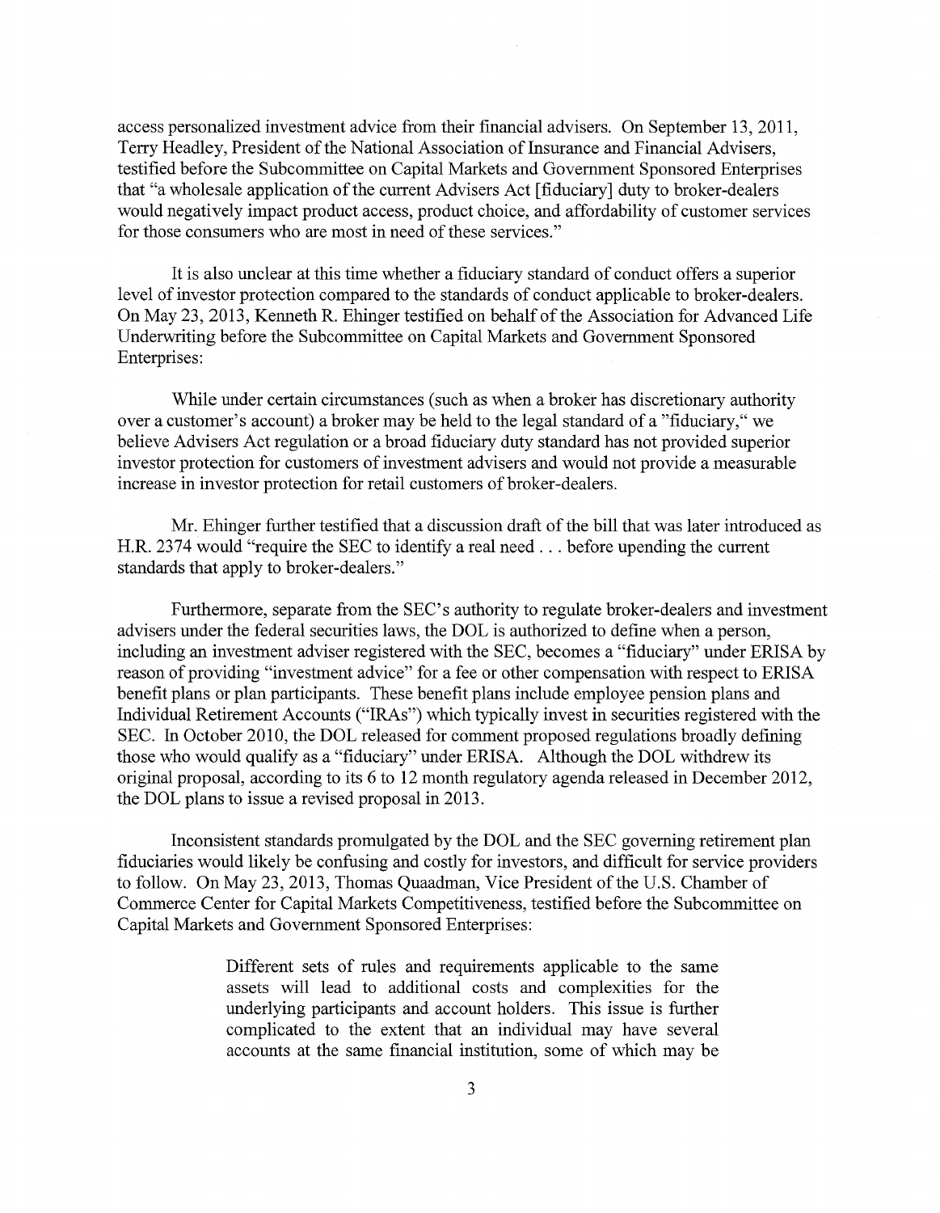access personalized investment advice from their financial advisers. On September 13, 2011, Terry Headley, President of the National Association of Insurance and Financial Advisers, testified before the Subcommittee on Capital Markets and Government Sponsored Enterprises that "a wholesale application of the current Advisers Act [fiduciary] duty to broker-dealers would negatively impact product access, product choice, and affordability of customer services for those consumers who are most in need of these services."

It is also unclear at this time whether a fiduciary standard of conduct offers a superior level of investor protection compared to the standards of conduct applicable to broker-dealers. On May 23, 2013, Kenneth R. Ehinger testified on behalf of the Association for Advanced Life Underwriting before the Subcommittee on Capital Markets and Government Sponsored Enterprises:

While under certain circumstances (such as when a broker has discretionary authority over a customer's account) a broker may be held to the legal standard of a "fiduciary," we believe Advisers Act regulation or a broad fiduciary duty standard has not provided superior investor protection for customers of investment advisers and would not provide a measurable increase in investor protection for retail customers of broker-dealers.

Mr. Ehinger further testified that a discussion draft of the bill that was later introduced as H.R. 2374 would "require the SEC to identify a real need . . . before upending the current standards that apply to broker-dealers."

Furthermore, separate from the SEC's authority to regulate broker-dealers and investment advisers under the federal securities laws, the DOL is authorized to define when a person, including an investment adviser registered with the SEC, becomes a "fiduciary" under ERISA by reason of providing "investment advice" for a fee or other compensation with respect to ERISA benefit plans or plan participants. These benefit plans include employee pension plans and Individual Retirement Accounts ("IRAs") which typically invest in securities registered with the SEC. In October 2010, the DOL released for comment proposed regulations broadly defining those who would qualify as a "fiduciary" under ERISA. Although the DOL withdrew its original proposal, according to its 6 to 12 month regulatory agenda released in December 2012, the DOL plans to issue a revised proposal in 2013.

Inconsistent standards promulgated by the DOL and the SEC governing retirement plan fiduciaries would likely be confusing and costly for investors, and difficult for service providers to follow. On May 23, 2013, Thomas Quaadman, Vice President of the U.S. Chamber of Commerce Center for Capital Markets Competitiveness, testified before the Subcommittee on Capital Markets and Government Sponsored Enterprises:

> Different sets of rules and requirements applicable to the same assets will lead to additional costs and complexities for the underlying participants and account holders. This issue is further complicated to the extent that an individual may have several accounts at the same financial institution, some of which may be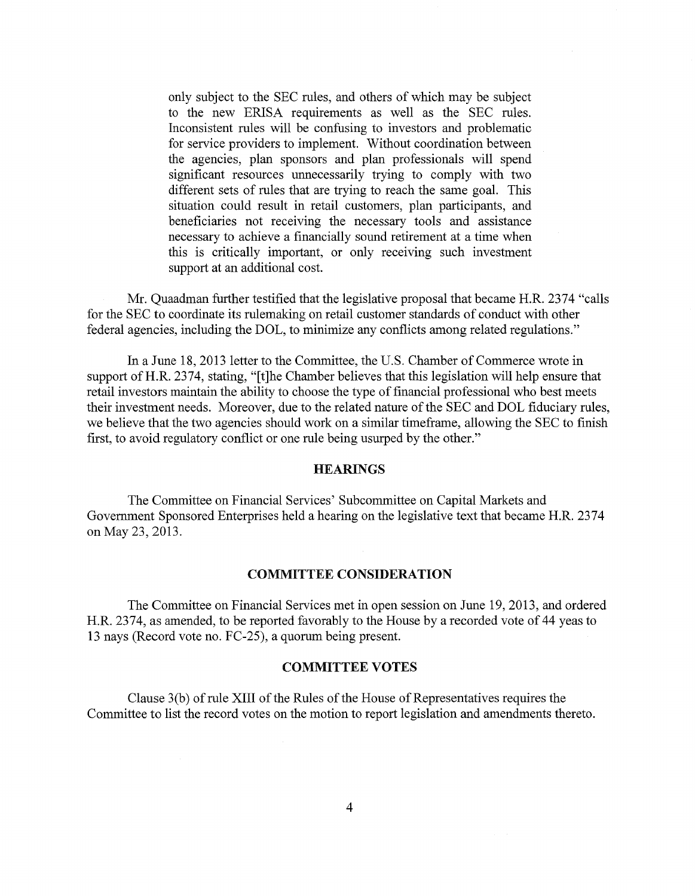> only subject to the SEC rules, and others of which may be subject to the new ERISA requirements as well as the SEC rules. Inconsistent rules will be confusing to investors and problematic for service providers to implement. Without coordination between the agencies, plan sponsors and plan professionals will spend significant resources unnecessarily trying to comply with two different sets of rules that are trying to reach the same goal. This situation could result in retail customers, plan participants, and beneficiaries not receiving the necessary tools and assistance necessary to achieve a financially sound retirement at a time when this is critically important, or only receiving such investment support at an additional cost.

Mr. Quaadman further testified that the legislative proposal that became H.R. 2374 "calls for the SEC to coordinate its rulemaking on retail customer standards of conduct with other federal agencies, including the DOL, to minimize any conflicts among related regulations."

In a June 18, 2013 letter to the Committee, the U.S. Chamber of Commerce wrote in support of H.R. 2374, stating, "[t]he Chamber believes that this legislation will help ensure that retail investors maintain the ability to choose the type of financial professional who best meets their investment needs. Moreover, due to the related nature of the SEC and DOL fiduciary rules, we believe that the two agencies should work on a similar timeframe, allowing the SEC to finish first, to avoid regulatory conflict or one rule being usurped by the other."

## HEARINGS

The Committee on Financial Services' Subcommittee on Capital Markets and Government Sponsored Enterprises held a hearing on the legislative text that became H.R. 2374 on May 23, 2013.

## COMMITTEE CONSIDERATION

The Committee on Financial Services met in open session on June 19, 2013, and ordered H.R. 2374, as amended, to be reported favorably to the House by a recorded vote of 44 yeas to 13 nays (Record vote no. FC-25), a quorum being present.

## COMMITTEE VOTES

Clause 3(b) of rule XIII of the Rules of the House of Representatives requires the Committee to list the record votes on the motion to report legislation and amendments thereto.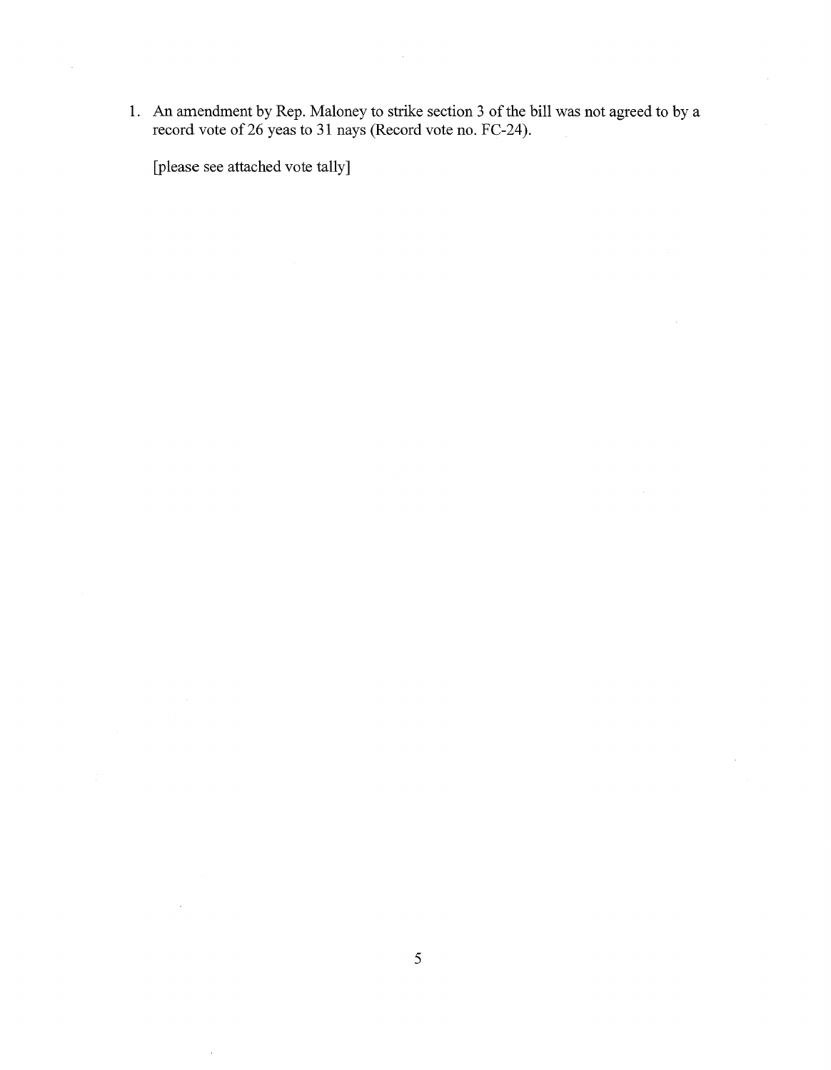1. An amendment by Rep. Maloney to strike section 3 of the bill was not agreed to by a record vote of 26 yeas to 31 nays (Record vote no. FC-24).

   [please see attached vote tally]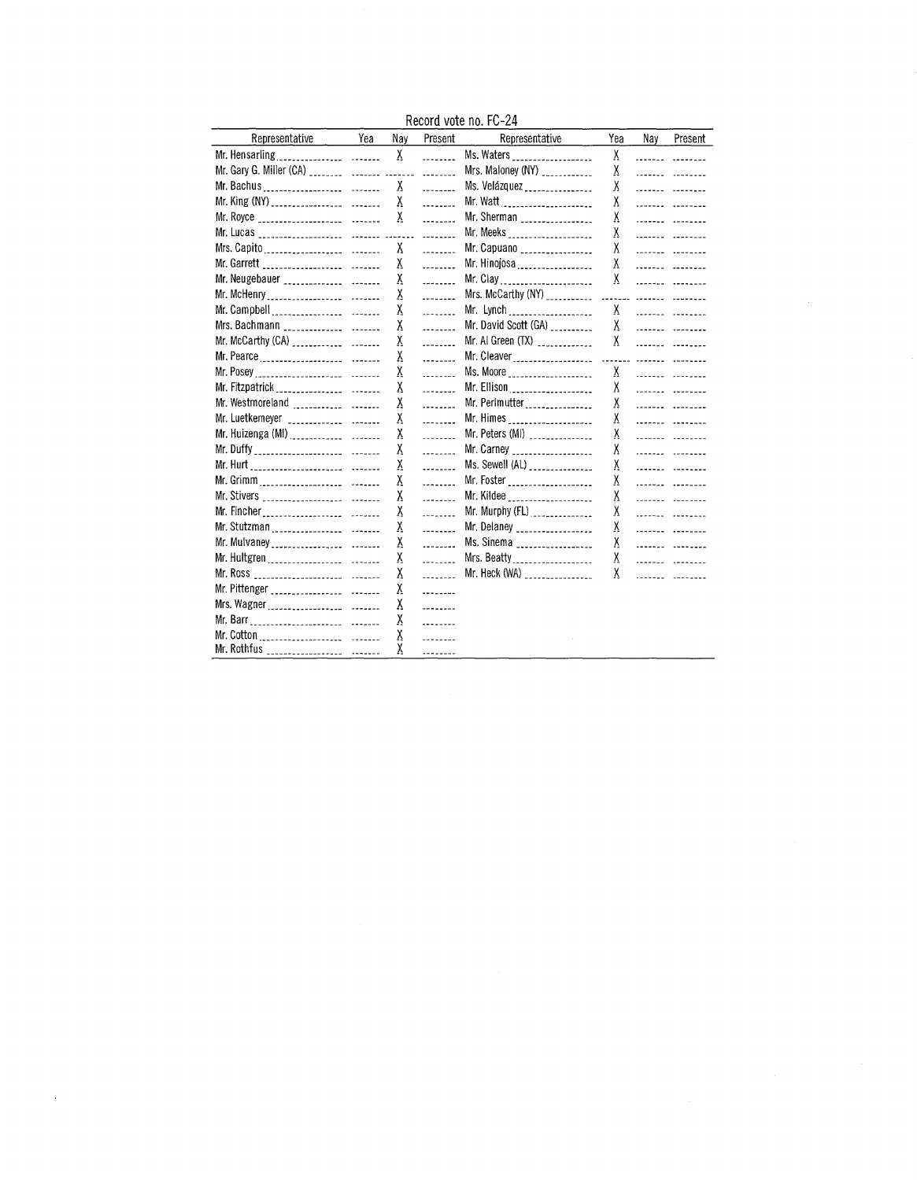Record vote no. FC-24

| Representative | Yea | Nay | Present | Representative | Yea | Nay | Present |
|---|---|---|---|---|---|---|---|
| Mr. Hensarling | | X | | Ms. Waters | X | | |
| Mr. Gary G. Miller (CA) | | | | Mrs. Maloney (NY) | X | | |
| Mr. Bachus | | X | | Ms. Velázquez | X | | |
| Mr. King (NY) | | X | | Mr. Watt | X | | |
| Mr. Royce | | X | | Mr. Sherman | X | | |
| Mr. Lucas | | | | Mr. Meeks | X | | |
| Mrs. Capito | | X | | Mr. Capuano | X | | |
| Mr. Garrett | | X | | Mr. Hinojosa | X | | |
| Mr. Neugebauer | | X | | Mr. Clay | X | | |
| Mr. McHenry | | X | | Mrs. McCarthy (NY) | | | |
| Mr. Campbell | | X | | Mr. Lynch | X | | |
| Mrs. Bachmann | | X | | Mr. David Scott (GA) | X | | |
| Mr. McCarthy (CA) | | X | | Mr. Al Green (TX) | X | | |
| Mr. Pearce | | X | | Mr. Cleaver | | | |
| Mr. Posey | | X | | Ms. Moore | X | | |
| Mr. Fitzpatrick | | X | | Mr. Ellison | X | | |
| Mr. Westmoreland | | X | | Mr. Perlmutter | X | | |
| Mr. Luetkemeyer | | X | | Mr. Himes | X | | |
| Mr. Huizenga (MI) | | X | | Mr. Peters (MI) | X | | |
| Mr. Duffy | | X | | Mr. Carney | X | | |
| Mr. Hurt | | X | | Ms. Sewell (AL) | X | | |
| Mr. Grimm | | X | | Mr. Foster | X | | |
| Mr. Stivers | | X | | Mr. Kildee | X | | |
| Mr. Fincher | | X | | Mr. Murphy (FL) | X | | |
| Mr. Stutzman | | X | | Mr. Delaney | X | | |
| Mr. Mulvaney | | X | | Ms. Sinema | X | | |
| Mr. Hultgren | | X | | Mrs. Beatty | X | | |
| Mr. Ross | | X | | Mr. Heck (WA) | X | | |
| Mr. Pittenger | | X | | | | | |
| Mrs. Wagner | | X | | | | | |
| Mr. Barr | | X | | | | | |
| Mr. Cotton | | X | | | | | |
| Mr. Rothfus | | X | | | | | |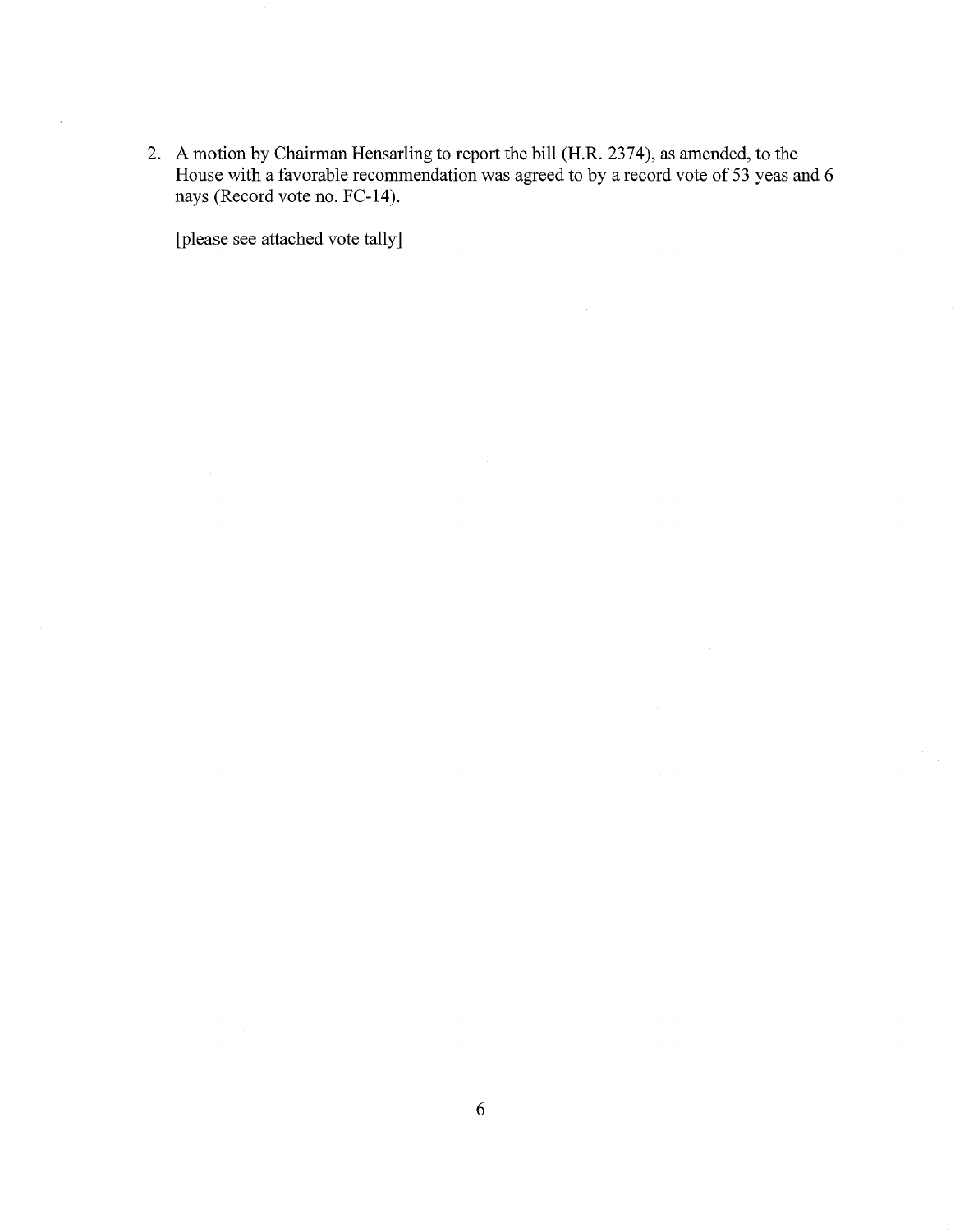2. A motion by Chairman Hensarling to report the bill (H.R. 2374), as amended, to the House with a favorable recommendation was agreed to by a record vote of 53 yeas and 6 nays (Record vote no. FC-14).

   [please see attached vote tally]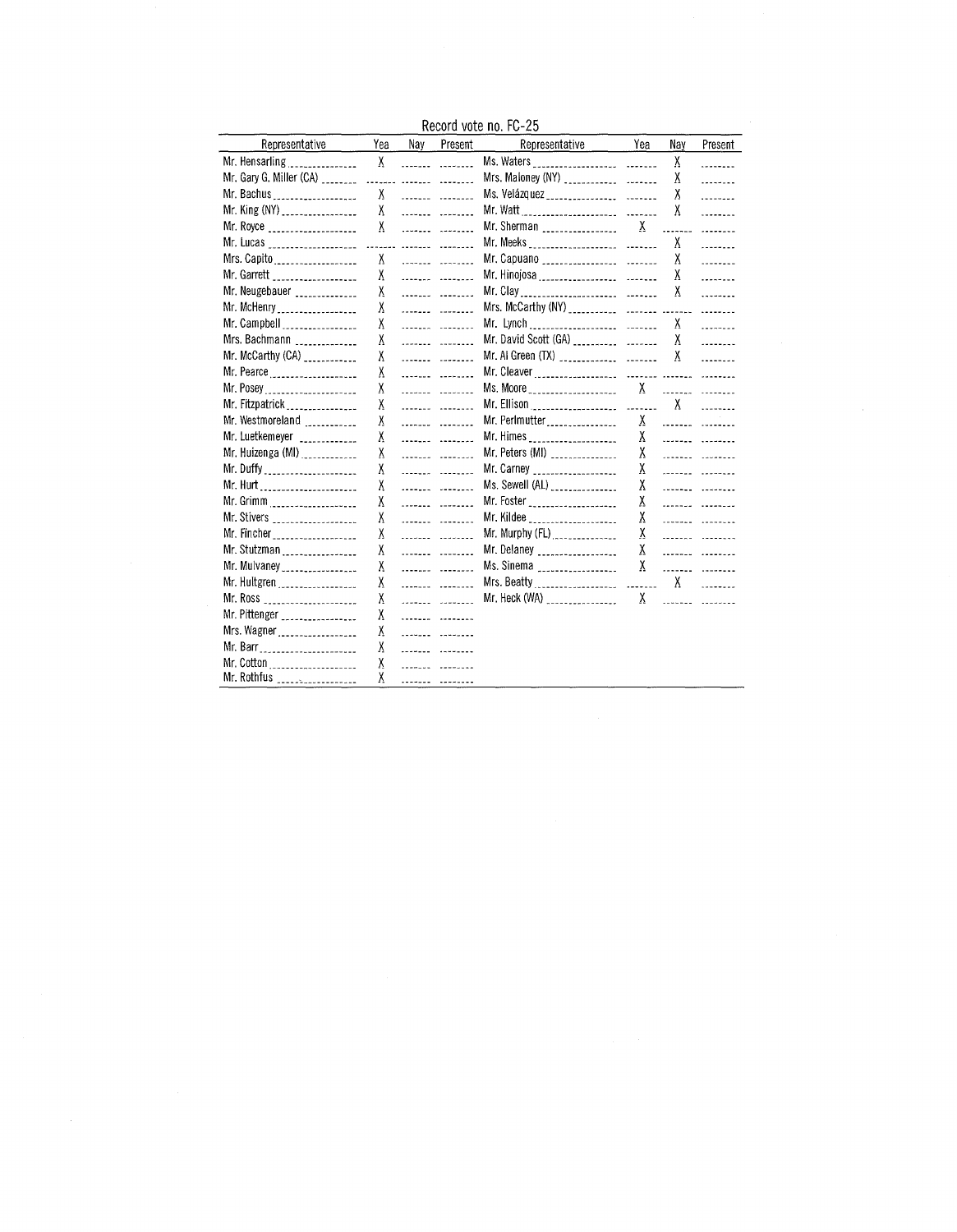Record vote no. FC-25

| Representative | Yea | Nay | Present | Representative | Yea | Nay | Present |
|---|---|---|---|---|---|---|---|
| Mr. Hensarling | X | | | Ms. Waters | | X | |
| Mr. Gary G. Miller (CA) | | | | Mrs. Maloney (NY) | | X | |
| Mr. Bachus | X | | | Ms. Velázquez | | X | |
| Mr. King (NY) | X | | | Mr. Watt | | X | |
| Mr. Royce | X | | | Mr. Sherman | X | | |
| Mr. Lucas | | | | Mr. Meeks | | X | |
| Mrs. Capito | X | | | Mr. Capuano | | X | |
| Mr. Garrett | X | | | Mr. Hinojosa | | X | |
| Mr. Neugebauer | X | | | Mr. Clay | | X | |
| Mr. McHenry | X | | | Mrs. McCarthy (NY) | | | |
| Mr. Campbell | X | | | Mr. Lynch | | X | |
| Mrs. Bachmann | X | | | Mr. David Scott (GA) | | X | |
| Mr. McCarthy (CA) | X | | | Mr. Al Green (TX) | | X | |
| Mr. Pearce | X | | | Mr. Cleaver | | | |
| Mr. Posey | X | | | Ms. Moore | X | | |
| Mr. Fitzpatrick | X | | | Mr. Ellison | | X | |
| Mr. Westmoreland | X | | | Mr. Perlmutter | X | | |
| Mr. Luetkemeyer | X | | | Mr. Himes | X | | |
| Mr. Huizenga (MI) | X | | | Mr. Peters (MI) | X | | |
| Mr. Duffy | X | | | Mr. Carney | X | | |
| Mr. Hurt | X | | | Ms. Sewell (AL) | X | | |
| Mr. Grimm | X | | | Mr. Foster | X | | |
| Mr. Stivers | X | | | Mr. Kildee | X | | |
| Mr. Fincher | X | | | Mr. Murphy (FL) | X | | |
| Mr. Stutzman | X | | | Mr. Delaney | X | | |
| Mr. Mulvaney | X | | | Ms. Sinema | X | | |
| Mr. Hultgren | X | | | Mrs. Beatty | | X | |
| Mr. Ross | X | | | Mr. Heck (WA) | X | | |
| Mr. Pittenger | X | | | | | | |
| Mrs. Wagner | X | | | | | | |
| Mr. Barr | X | | | | | | |
| Mr. Cotton | X | | | | | | |
| Mr. Rothfus | X | | | | | | |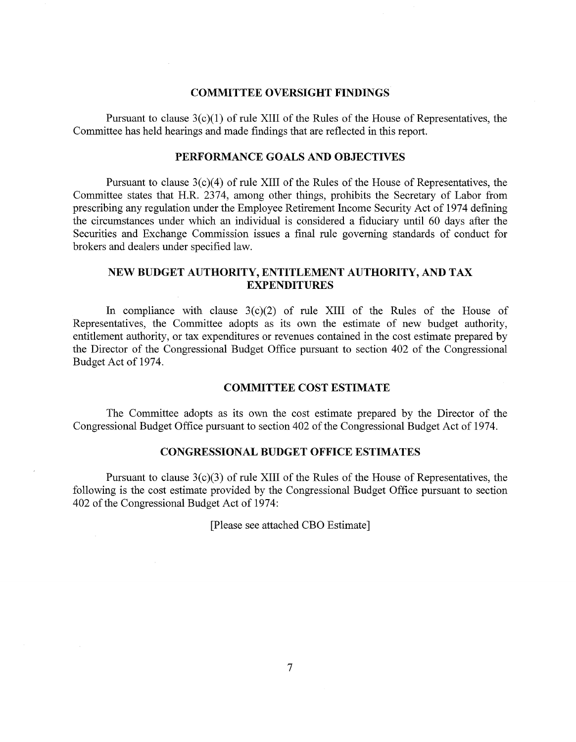## COMMITTEE OVERSIGHT FINDINGS

Pursuant to clause 3(c)(1) of rule XIII of the Rules of the House of Representatives, the Committee has held hearings and made findings that are reflected in this report.

## PERFORMANCE GOALS AND OBJECTIVES

Pursuant to clause 3(c)(4) of rule XIII of the Rules of the House of Representatives, the Committee states that H.R. 2374, among other things, prohibits the Secretary of Labor from prescribing any regulation under the Employee Retirement Income Security Act of 1974 defining the circumstances under which an individual is considered a fiduciary until 60 days after the Securities and Exchange Commission issues a final rule governing standards of conduct for brokers and dealers under specified law.

## NEW BUDGET AUTHORITY, ENTITLEMENT AUTHORITY, AND TAX EXPENDITURES

In compliance with clause 3(c)(2) of rule XIII of the Rules of the House of Representatives, the Committee adopts as its own the estimate of new budget authority, entitlement authority, or tax expenditures or revenues contained in the cost estimate prepared by the Director of the Congressional Budget Office pursuant to section 402 of the Congressional Budget Act of 1974.

## COMMITTEE COST ESTIMATE

The Committee adopts as its own the cost estimate prepared by the Director of the Congressional Budget Office pursuant to section 402 of the Congressional Budget Act of 1974.

## CONGRESSIONAL BUDGET OFFICE ESTIMATES

Pursuant to clause 3(c)(3) of rule XIII of the Rules of the House of Representatives, the following is the cost estimate provided by the Congressional Budget Office pursuant to section 402 of the Congressional Budget Act of 1974:

[Please see attached CBO Estimate]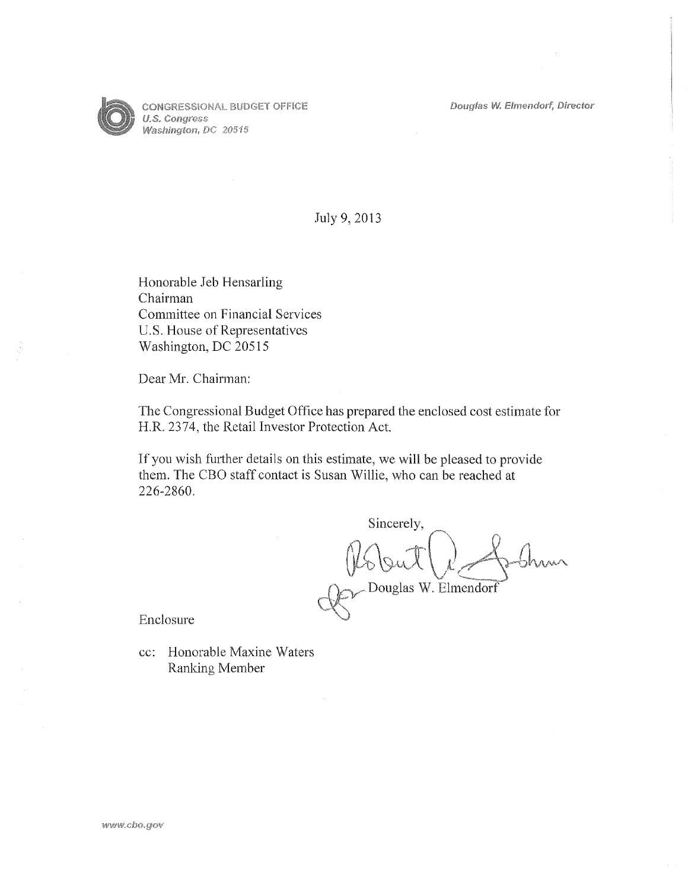CONGRESSIONAL BUDGET OFFICE
*U.S. Congress*
*Washington, DC 20515*

*Douglas W. Elmendorf, Director*

July 9, 2013

Honorable Jeb Hensarling
Chairman
Committee on Financial Services
U.S. House of Representatives
Washington, DC 20515

Dear Mr. Chairman:

The Congressional Budget Office has prepared the enclosed cost estimate for H.R. 2374, the Retail Investor Protection Act.

If you wish further details on this estimate, we will be pleased to provide them. The CBO staff contact is Susan Willie, who can be reached at 226-2860.

Sincerely,

Douglas W. Elmendorf

Enclosure

cc: Honorable Maxine Waters
Ranking Member

www.cbo.gov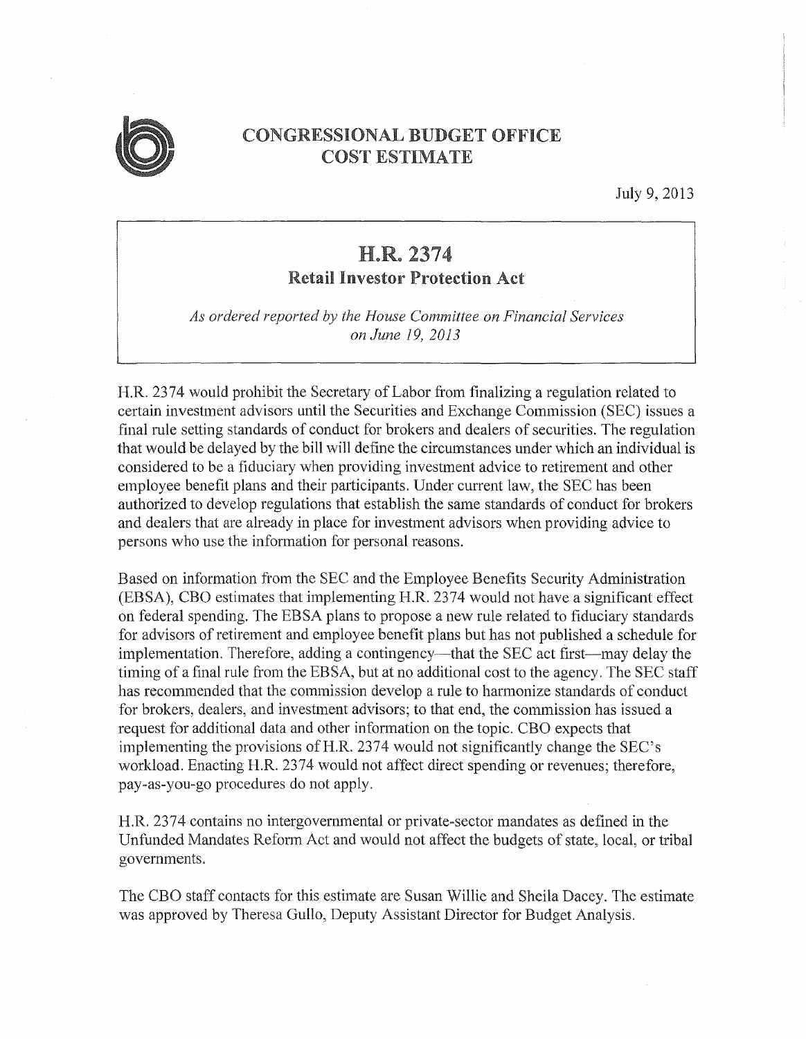# CONGRESSIONAL BUDGET OFFICE
# COST ESTIMATE

July 9, 2013

## H.R. 2374
### Retail Investor Protection Act

*As ordered reported by the House Committee on Financial Services on June 19, 2013*

H.R. 2374 would prohibit the Secretary of Labor from finalizing a regulation related to certain investment advisors until the Securities and Exchange Commission (SEC) issues a final rule setting standards of conduct for brokers and dealers of securities. The regulation that would be delayed by the bill will define the circumstances under which an individual is considered to be a fiduciary when providing investment advice to retirement and other employee benefit plans and their participants. Under current law, the SEC has been authorized to develop regulations that establish the same standards of conduct for brokers and dealers that are already in place for investment advisors when providing advice to persons who use the information for personal reasons.

Based on information from the SEC and the Employee Benefits Security Administration (EBSA), CBO estimates that implementing H.R. 2374 would not have a significant effect on federal spending. The EBSA plans to propose a new rule related to fiduciary standards for advisors of retirement and employee benefit plans but has not published a schedule for implementation. Therefore, adding a contingency—that the SEC act first—may delay the timing of a final rule from the EBSA, but at no additional cost to the agency. The SEC staff has recommended that the commission develop a rule to harmonize standards of conduct for brokers, dealers, and investment advisors; to that end, the commission has issued a request for additional data and other information on the topic. CBO expects that implementing the provisions of H.R. 2374 would not significantly change the SEC's workload. Enacting H.R. 2374 would not affect direct spending or revenues; therefore, pay-as-you-go procedures do not apply.

H.R. 2374 contains no intergovernmental or private-sector mandates as defined in the Unfunded Mandates Reform Act and would not affect the budgets of state, local, or tribal governments.

The CBO staff contacts for this estimate are Susan Willie and Sheila Dacey. The estimate was approved by Theresa Gullo, Deputy Assistant Director for Budget Analysis.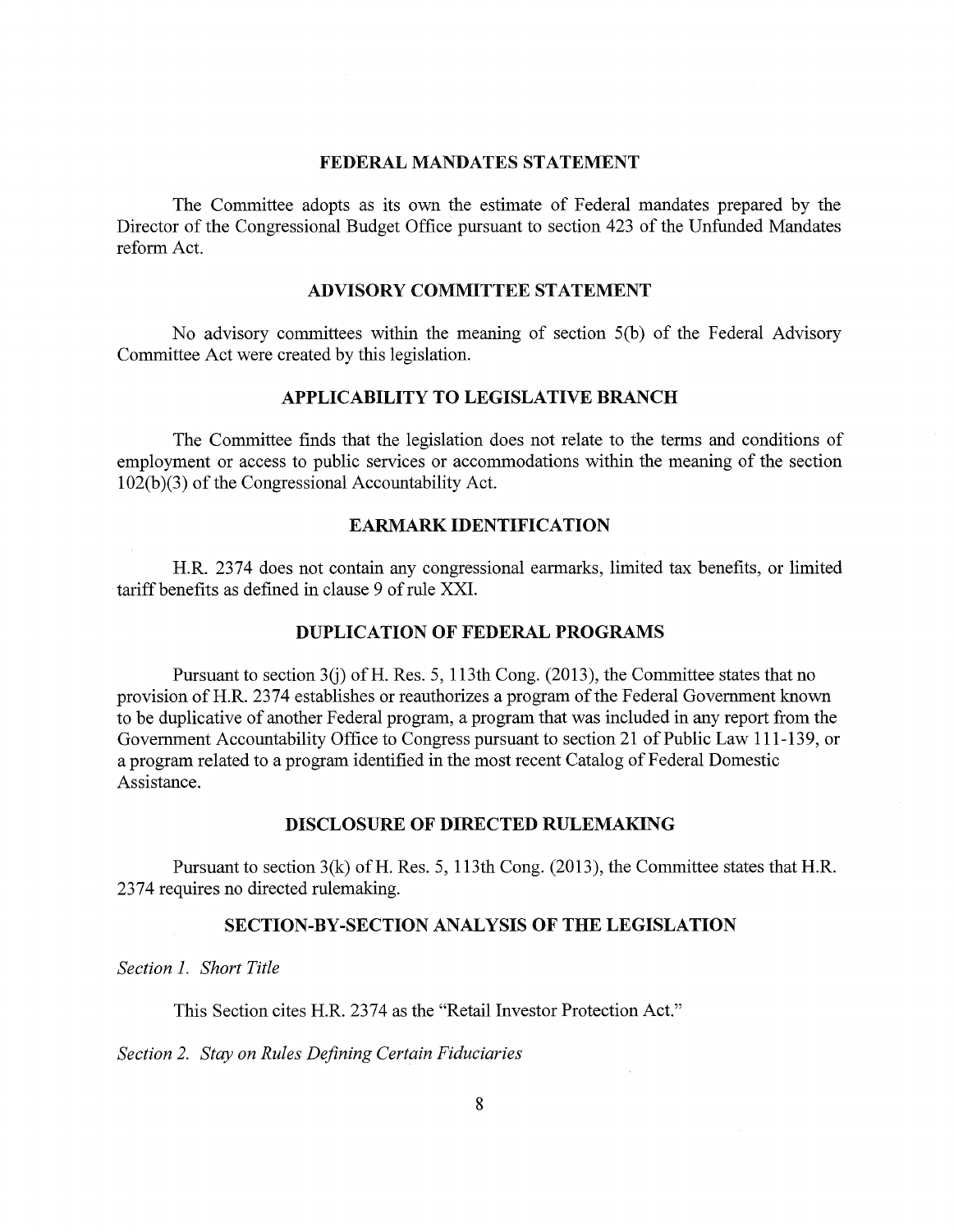## FEDERAL MANDATES STATEMENT

The Committee adopts as its own the estimate of Federal mandates prepared by the Director of the Congressional Budget Office pursuant to section 423 of the Unfunded Mandates reform Act.

## ADVISORY COMMITTEE STATEMENT

No advisory committees within the meaning of section 5(b) of the Federal Advisory Committee Act were created by this legislation.

## APPLICABILITY TO LEGISLATIVE BRANCH

The Committee finds that the legislation does not relate to the terms and conditions of employment or access to public services or accommodations within the meaning of the section 102(b)(3) of the Congressional Accountability Act.

## EARMARK IDENTIFICATION

H.R. 2374 does not contain any congressional earmarks, limited tax benefits, or limited tariff benefits as defined in clause 9 of rule XXI.

## DUPLICATION OF FEDERAL PROGRAMS

Pursuant to section 3(j) of H. Res. 5, 113th Cong. (2013), the Committee states that no provision of H.R. 2374 establishes or reauthorizes a program of the Federal Government known to be duplicative of another Federal program, a program that was included in any report from the Government Accountability Office to Congress pursuant to section 21 of Public Law 111-139, or a program related to a program identified in the most recent Catalog of Federal Domestic Assistance.

## DISCLOSURE OF DIRECTED RULEMAKING

Pursuant to section 3(k) of H. Res. 5, 113th Cong. (2013), the Committee states that H.R. 2374 requires no directed rulemaking.

## SECTION-BY-SECTION ANALYSIS OF THE LEGISLATION

*Section 1. Short Title*

This Section cites H.R. 2374 as the "Retail Investor Protection Act."

*Section 2. Stay on Rules Defining Certain Fiduciaries*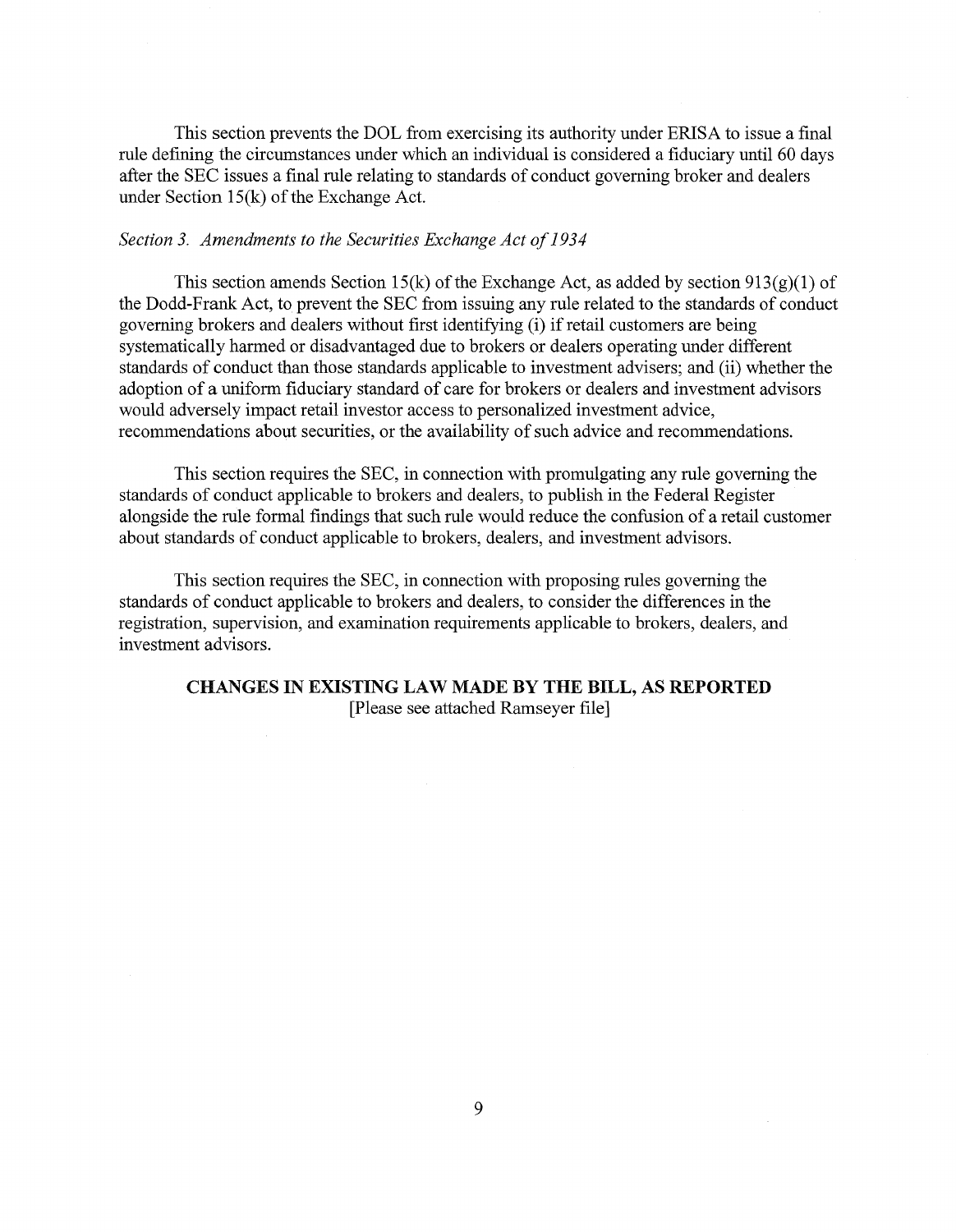This section prevents the DOL from exercising its authority under ERISA to issue a final rule defining the circumstances under which an individual is considered a fiduciary until 60 days after the SEC issues a final rule relating to standards of conduct governing broker and dealers under Section 15(k) of the Exchange Act.

*Section 3. Amendments to the Securities Exchange Act of 1934*

This section amends Section 15(k) of the Exchange Act, as added by section 913(g)(1) of the Dodd-Frank Act, to prevent the SEC from issuing any rule related to the standards of conduct governing brokers and dealers without first identifying (i) if retail customers are being systematically harmed or disadvantaged due to brokers or dealers operating under different standards of conduct than those standards applicable to investment advisers; and (ii) whether the adoption of a uniform fiduciary standard of care for brokers or dealers and investment advisors would adversely impact retail investor access to personalized investment advice, recommendations about securities, or the availability of such advice and recommendations.

This section requires the SEC, in connection with promulgating any rule governing the standards of conduct applicable to brokers and dealers, to publish in the Federal Register alongside the rule formal findings that such rule would reduce the confusion of a retail customer about standards of conduct applicable to brokers, dealers, and investment advisors.

This section requires the SEC, in connection with proposing rules governing the standards of conduct applicable to brokers and dealers, to consider the differences in the registration, supervision, and examination requirements applicable to brokers, dealers, and investment advisors.

## CHANGES IN EXISTING LAW MADE BY THE BILL, AS REPORTED

[Please see attached Ramseyer file]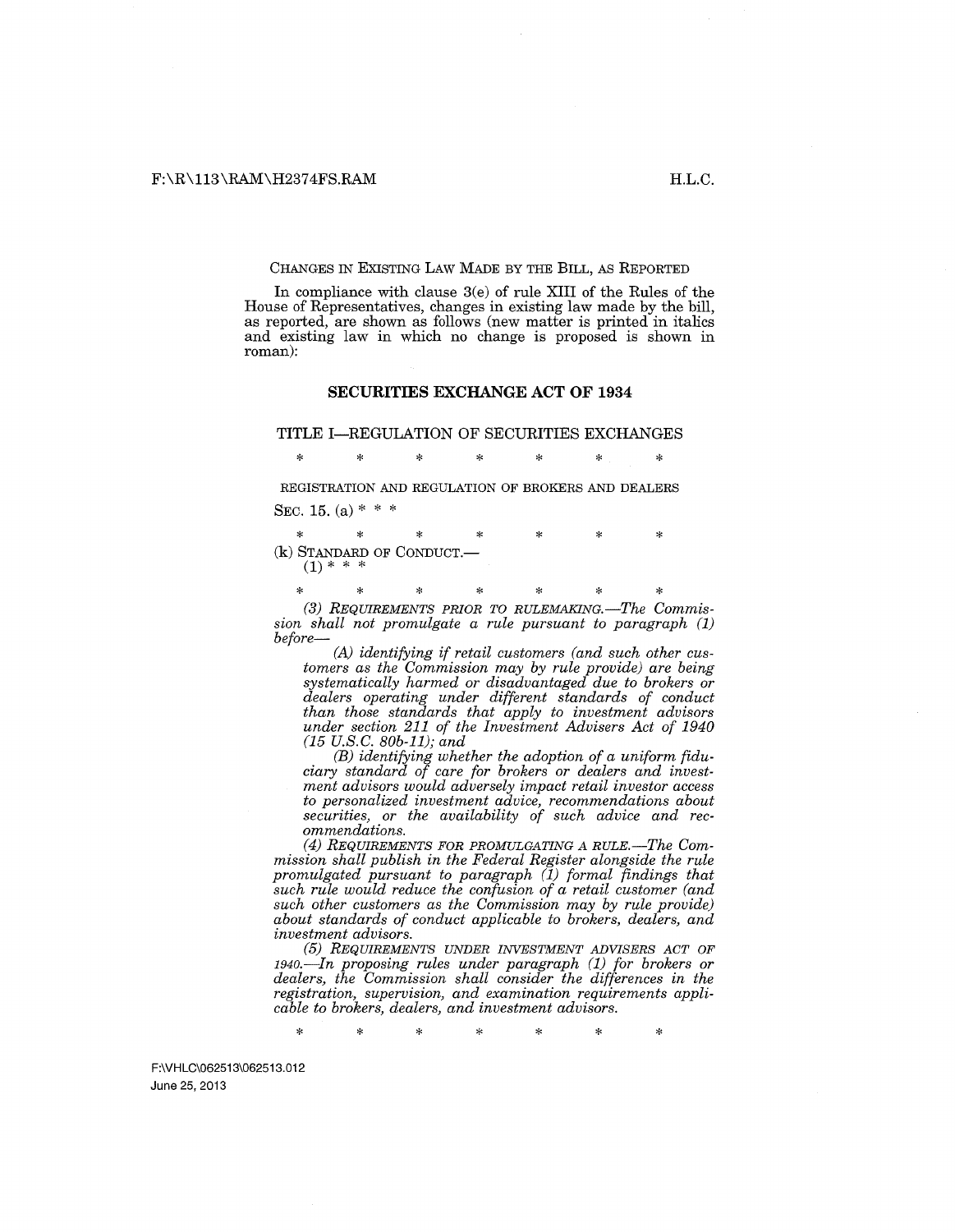CHANGES IN EXISTING LAW MADE BY THE BILL, AS REPORTED

In compliance with clause 3(e) of rule XIII of the Rules of the House of Representatives, changes in existing law made by the bill, as reported, are shown as follows (new matter is printed in italics and existing law in which no change is proposed is shown in roman):

## SECURITIES EXCHANGE ACT OF 1934

### TITLE I—REGULATION OF SECURITIES EXCHANGES

\* \* \* \* \* \* \*

REGISTRATION AND REGULATION OF BROKERS AND DEALERS

SEC. 15. (a) \* \* \*

\* \* \* \* \* \* \*

(k) STANDARD OF CONDUCT.—

(1) \* \* \*

\* \* \* \* \* \* \*

*(3) REQUIREMENTS PRIOR TO RULEMAKING.—The Commission shall not promulgate a rule pursuant to paragraph (1) before—*

*(A) identifying if retail customers (and such other customers as the Commission may by rule provide) are being systematically harmed or disadvantaged due to brokers or dealers operating under different standards of conduct than those standards that apply to investment advisors under section 211 of the Investment Advisers Act of 1940 (15 U.S.C. 80b-11); and*

*(B) identifying whether the adoption of a uniform fiduciary standard of care for brokers or dealers and investment advisors would adversely impact retail investor access to personalized investment advice, recommendations about securities, or the availability of such advice and recommendations.*

*(4) REQUIREMENTS FOR PROMULGATING A RULE.—The Commission shall publish in the Federal Register alongside the rule promulgated pursuant to paragraph (1) formal findings that such rule would reduce the confusion of a retail customer (and such other customers as the Commission may by rule provide) about standards of conduct applicable to brokers, dealers, and investment advisors.*

*(5) REQUIREMENTS UNDER INVESTMENT ADVISERS ACT OF 1940.—In proposing rules under paragraph (1) for brokers or dealers, the Commission shall consider the differences in the registration, supervision, and examination requirements applicable to brokers, dealers, and investment advisors.*

\* \* \* \* \* \* \*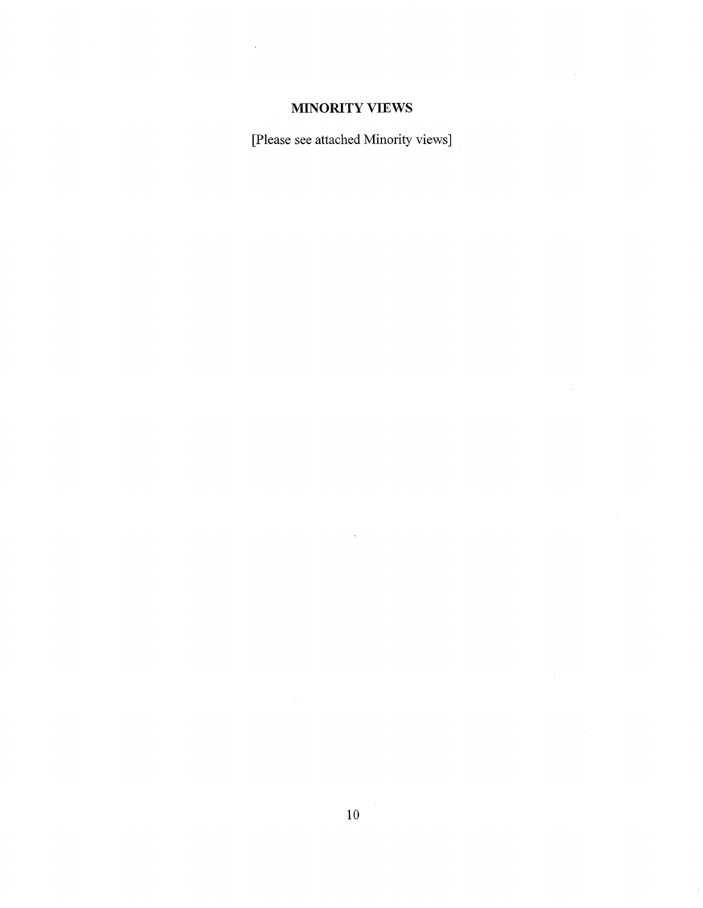## MINORITY VIEWS

[Please see attached Minority views]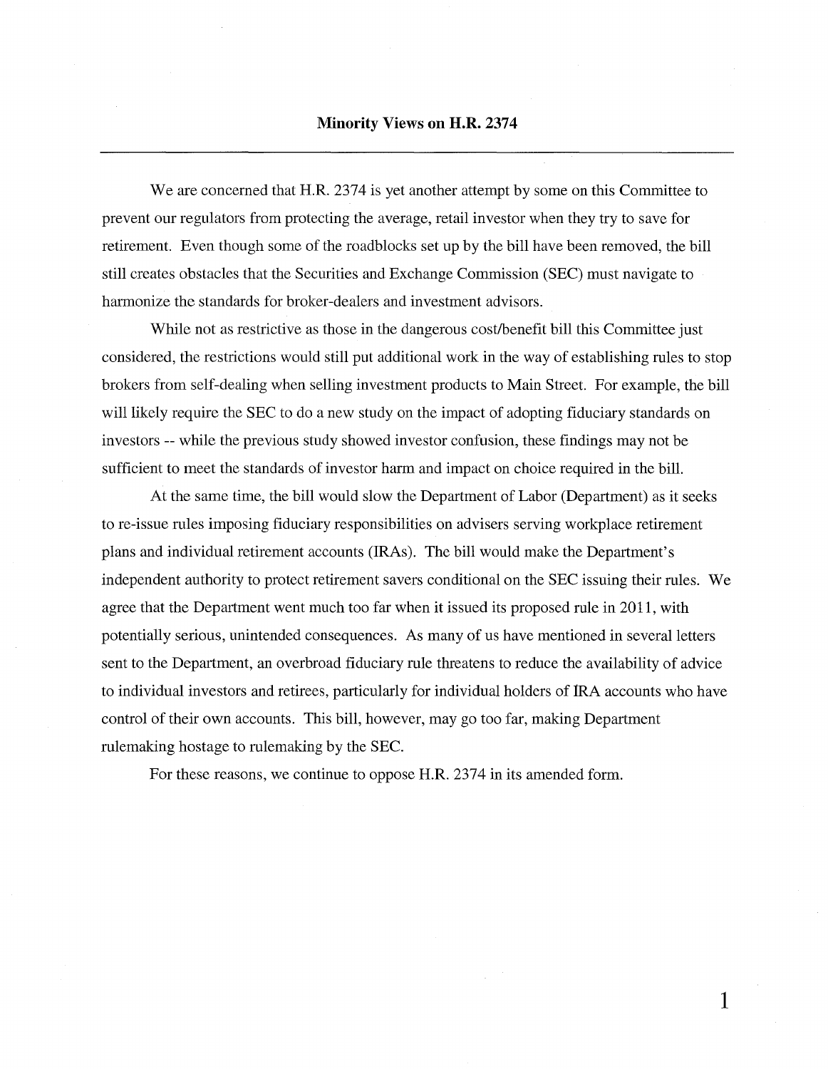## Minority Views on H.R. 2374

---

We are concerned that H.R. 2374 is yet another attempt by some on this Committee to prevent our regulators from protecting the average, retail investor when they try to save for retirement. Even though some of the roadblocks set up by the bill have been removed, the bill still creates obstacles that the Securities and Exchange Commission (SEC) must navigate to harmonize the standards for broker-dealers and investment advisors.

While not as restrictive as those in the dangerous cost/benefit bill this Committee just considered, the restrictions would still put additional work in the way of establishing rules to stop brokers from self-dealing when selling investment products to Main Street. For example, the bill will likely require the SEC to do a new study on the impact of adopting fiduciary standards on investors -- while the previous study showed investor confusion, these findings may not be sufficient to meet the standards of investor harm and impact on choice required in the bill.

At the same time, the bill would slow the Department of Labor (Department) as it seeks to re-issue rules imposing fiduciary responsibilities on advisers serving workplace retirement plans and individual retirement accounts (IRAs). The bill would make the Department's independent authority to protect retirement savers conditional on the SEC issuing their rules. We agree that the Department went much too far when it issued its proposed rule in 2011, with potentially serious, unintended consequences. As many of us have mentioned in several letters sent to the Department, an overbroad fiduciary rule threatens to reduce the availability of advice to individual investors and retirees, particularly for individual holders of IRA accounts who have control of their own accounts. This bill, however, may go too far, making Department rulemaking hostage to rulemaking by the SEC.

For these reasons, we continue to oppose H.R. 2374 in its amended form.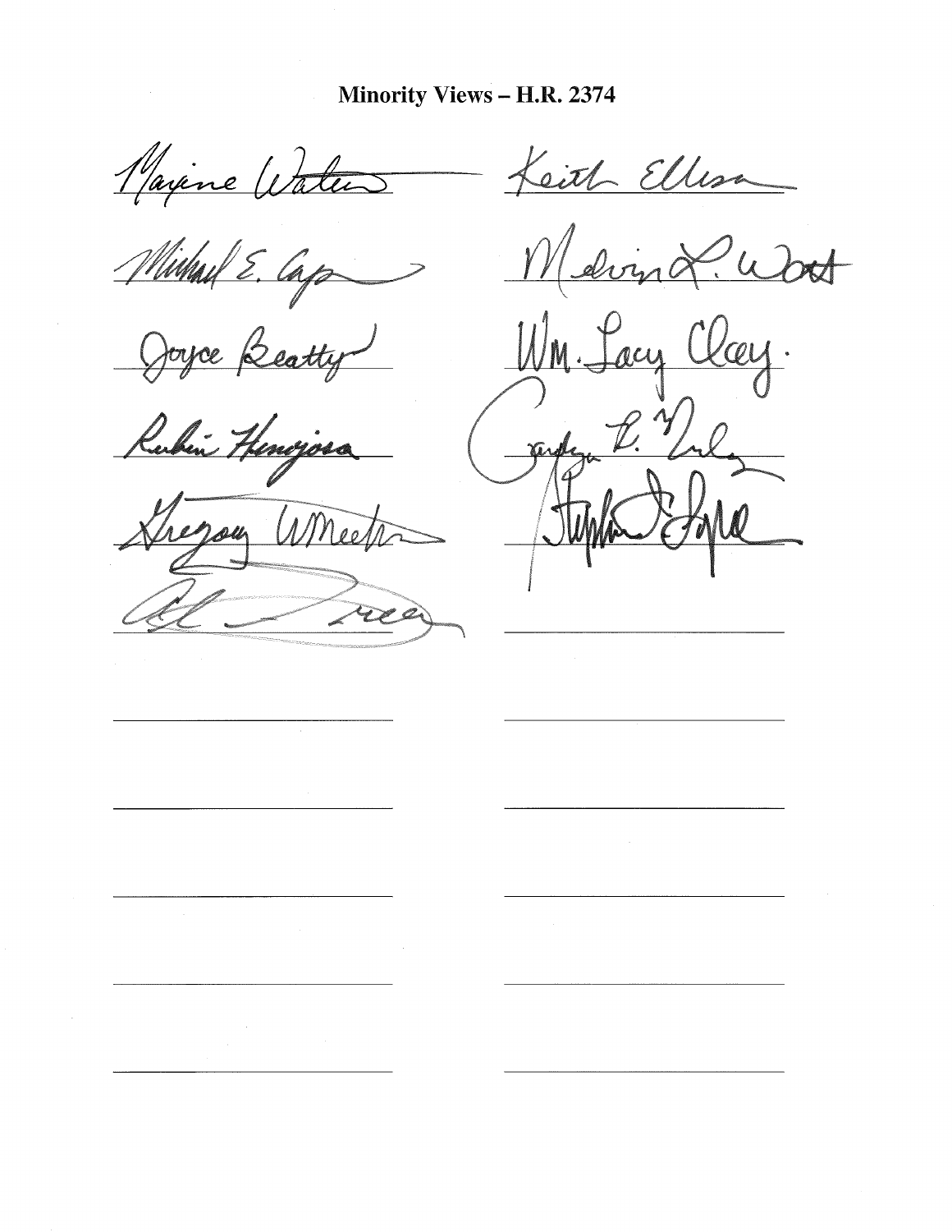**Minority Views – H.R. 2374**

Maxine Waters

Michael E. Capuano

Joyce Beatty

Rubén Hinojosa

Gregory W. Meeks

Al Green

Keith Ellison

Melvin L. Watt

Wm. Lacy Clay

Carolyn B. Maloney

Stephen F. Lynch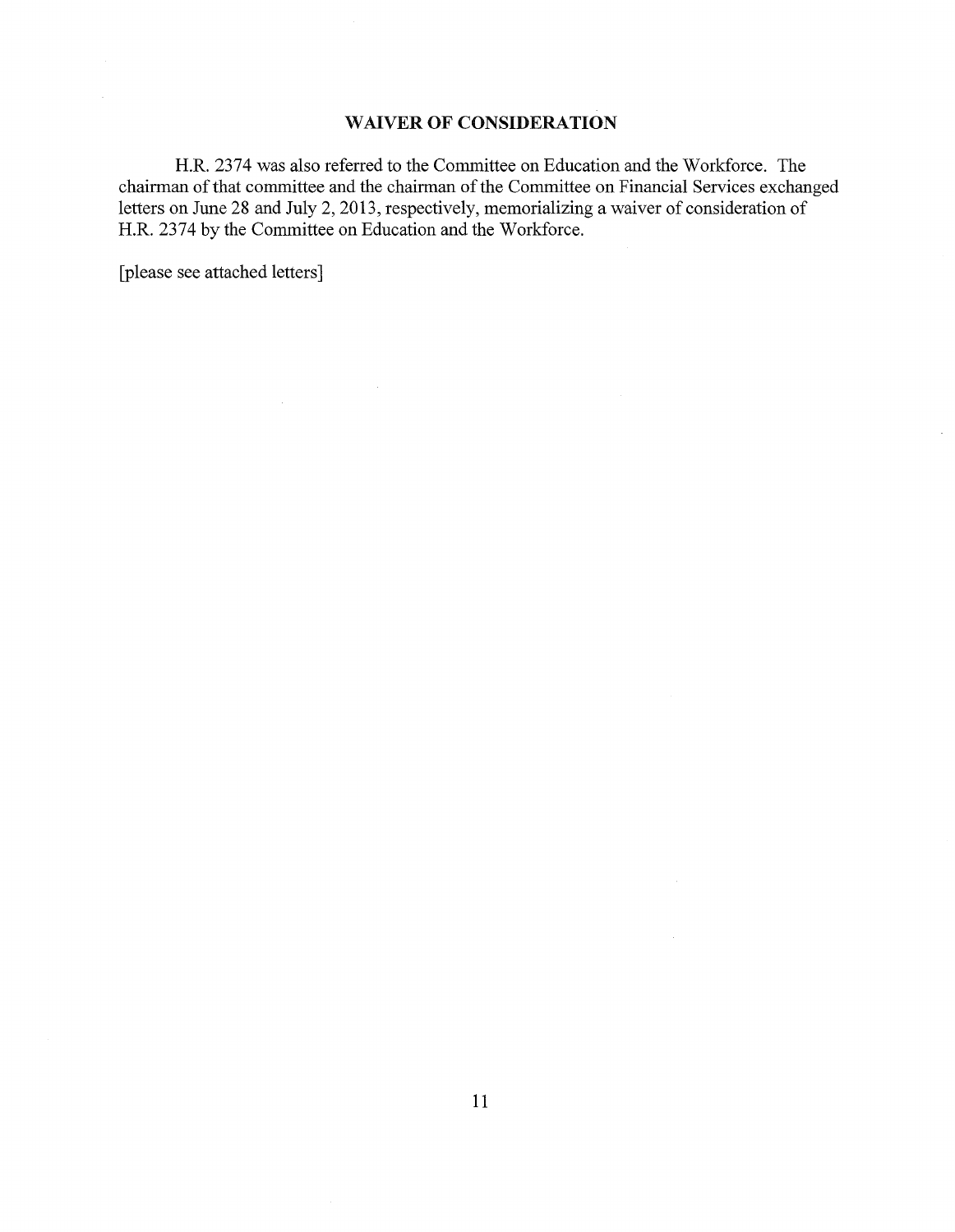## WAIVER OF CONSIDERATION

H.R. 2374 was also referred to the Committee on Education and the Workforce. The chairman of that committee and the chairman of the Committee on Financial Services exchanged letters on June 28 and July 2, 2013, respectively, memorializing a waiver of consideration of H.R. 2374 by the Committee on Education and the Workforce.

[please see attached letters]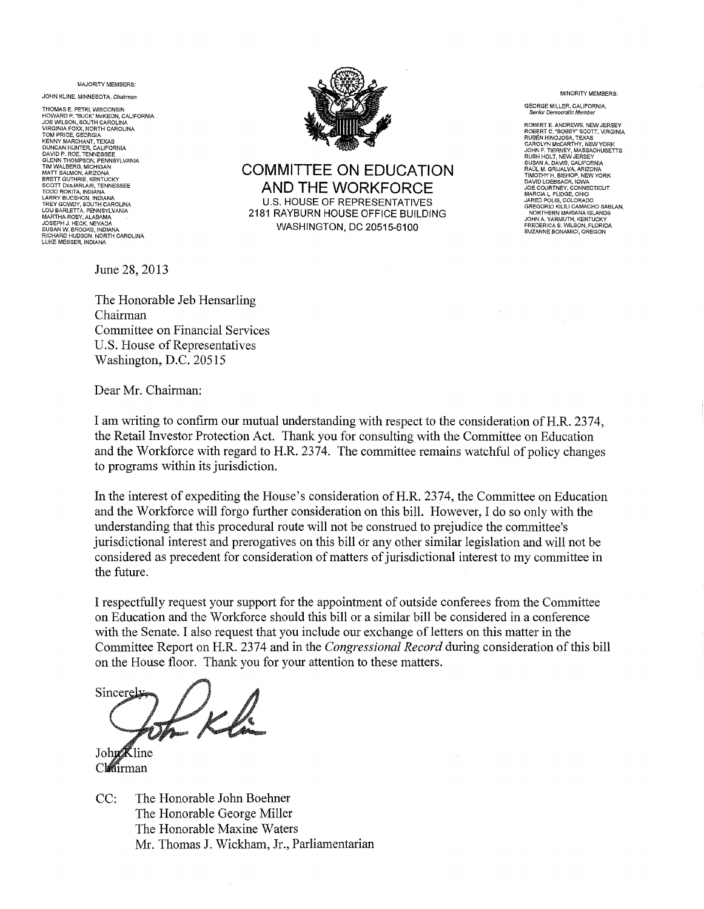MAJORITY MEMBERS:

JOHN KLINE, MINNESOTA, *Chairman*

THOMAS E. PETRI, WISCONSIN
HOWARD P. "BUCK" McKEON, CALIFORNIA
JOE WILSON, SOUTH CAROLINA
VIRGINIA FOXX, NORTH CAROLINA
TOM PRICE, GEORGIA
KENNY MARCHANT, TEXAS
DUNCAN HUNTER, CALIFORNIA
DAVID P. ROE, TENNESSEE
GLENN THOMPSON, PENNSYLVANIA
TIM WALBERG, MICHIGAN
MATT SALMON, ARIZONA
BRETT GUTHRIE, KENTUCKY
SCOTT DesJARLAIS, TENNESSEE
TODD ROKITA, INDIANA
LARRY BUCSHON, INDIANA
TREY GOWDY, SOUTH CAROLINA
LOU BARLETTA, PENNSYLVANIA
MARTHA ROBY, ALABAMA
JOSEPH J. HECK, NEVADA
SUSAN W. BROOKS, INDIANA
RICHARD HUDSON, NORTH CAROLINA
LUKE MESSER, INDIANA

# COMMITTEE ON EDUCATION AND THE WORKFORCE

U.S. HOUSE OF REPRESENTATIVES
2181 RAYBURN HOUSE OFFICE BUILDING
WASHINGTON, DC 20515-6100

MINORITY MEMBERS:

GEORGE MILLER, CALIFORNIA,
*Senior Democratic Member*

ROBERT E. ANDREWS, NEW JERSEY
ROBERT C. "BOBBY" SCOTT, VIRGINIA
RUBÉN HINOJOSA, TEXAS
CAROLYN McCARTHY, NEW YORK
JOHN F. TIERNEY, MASSACHUSETTS
RUSH HOLT, NEW JERSEY
SUSAN A. DAVIS, CALIFORNIA
RAÚL M. GRIJALVA, ARIZONA
TIMOTHY H. BISHOP, NEW YORK
DAVID LOEBSACK, IOWA
JOE COURTNEY, CONNECTICUT
MARCIA L. FUDGE, OHIO
JARED POLIS, COLORADO
GREGORIO KILILI CAMACHO SABLAN, NORTHERN MARIANA ISLANDS
JOHN A. YARMUTH, KENTUCKY
FREDERICA S. WILSON, FLORIDA
SUZANNE BONAMICI, OREGON

June 28, 2013

The Honorable Jeb Hensarling
Chairman
Committee on Financial Services
U.S. House of Representatives
Washington, D.C. 20515

Dear Mr. Chairman:

I am writing to confirm our mutual understanding with respect to the consideration of H.R. 2374, the Retail Investor Protection Act. Thank you for consulting with the Committee on Education and the Workforce with regard to H.R. 2374. The committee remains watchful of policy changes to programs within its jurisdiction.

In the interest of expediting the House's consideration of H.R. 2374, the Committee on Education and the Workforce will forgo further consideration on this bill. However, I do so only with the understanding that this procedural route will not be construed to prejudice the committee's jurisdictional interest and prerogatives on this bill or any other similar legislation and will not be considered as precedent for consideration of matters of jurisdictional interest to my committee in the future.

I respectfully request your support for the appointment of outside conferees from the Committee on Education and the Workforce should this bill or a similar bill be considered in a conference with the Senate. I also request that you include our exchange of letters on this matter in the Committee Report on H.R. 2374 and in the *Congressional Record* during consideration of this bill on the House floor. Thank you for your attention to these matters.

Sincerely,

John Kline
Chairman

CC: The Honorable John Boehner
The Honorable George Miller
The Honorable Maxine Waters
Mr. Thomas J. Wickham, Jr., Parliamentarian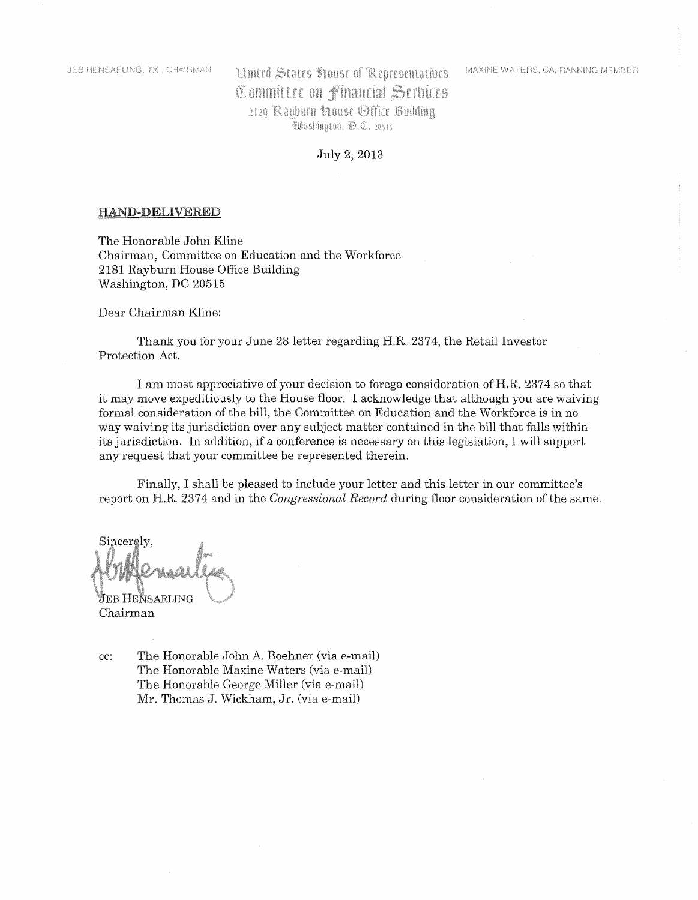JEB HENSARLING, TX, CHAIRMAN

United States House of Representatives
Committee on Financial Services
2129 Rayburn House Office Building
Washington, D.C. 20515

MAXINE WATERS, CA, RANKING MEMBER

July 2, 2013

**HAND-DELIVERED**

The Honorable John Kline
Chairman, Committee on Education and the Workforce
2181 Rayburn House Office Building
Washington, DC 20515

Dear Chairman Kline:

Thank you for your June 28 letter regarding H.R. 2374, the Retail Investor Protection Act.

I am most appreciative of your decision to forego consideration of H.R. 2374 so that it may move expeditiously to the House floor. I acknowledge that although you are waiving formal consideration of the bill, the Committee on Education and the Workforce is in no way waiving its jurisdiction over any subject matter contained in the bill that falls within its jurisdiction. In addition, if a conference is necessary on this legislation, I will support any request that your committee be represented therein.

Finally, I shall be pleased to include your letter and this letter in our committee's report on H.R. 2374 and in the *Congressional Record* during floor consideration of the same.

Sincerely,

JEB HENSARLING
Chairman

cc: The Honorable John A. Boehner (via e-mail)
The Honorable Maxine Waters (via e-mail)
The Honorable George Miller (via e-mail)
Mr. Thomas J. Wickham, Jr. (via e-mail)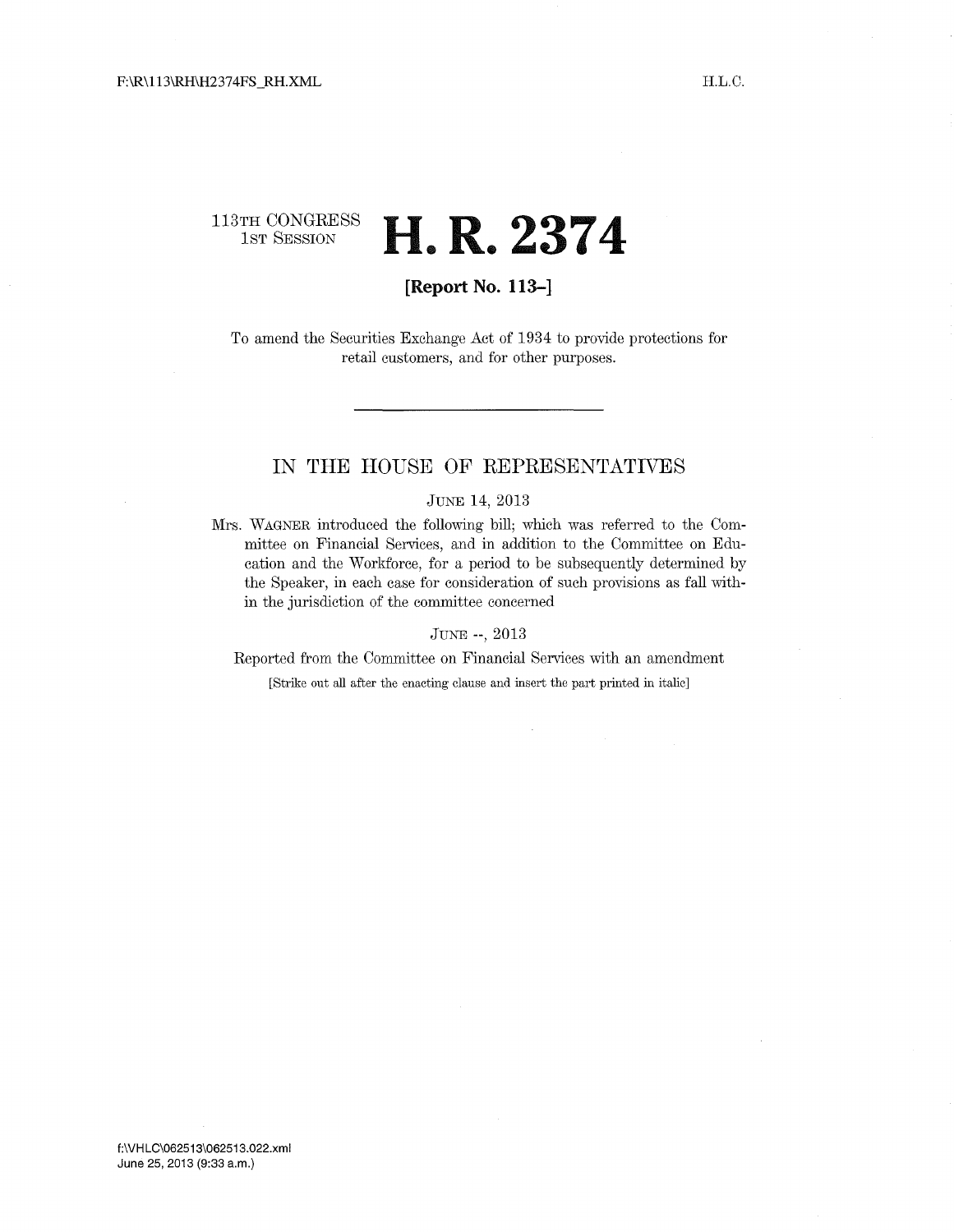113TH CONGRESS
1ST SESSION

# H. R. 2374

**[Report No. 113–]**

To amend the Securities Exchange Act of 1934 to provide protections for retail customers, and for other purposes.

---

## IN THE HOUSE OF REPRESENTATIVES

JUNE 14, 2013

Mrs. WAGNER introduced the following bill; which was referred to the Committee on Financial Services, and in addition to the Committee on Education and the Workforce, for a period to be subsequently determined by the Speaker, in each case for consideration of such provisions as fall within the jurisdiction of the committee concerned

JUNE --, 2013

Reported from the Committee on Financial Services with an amendment

[Strike out all after the enacting clause and insert the part printed in italic]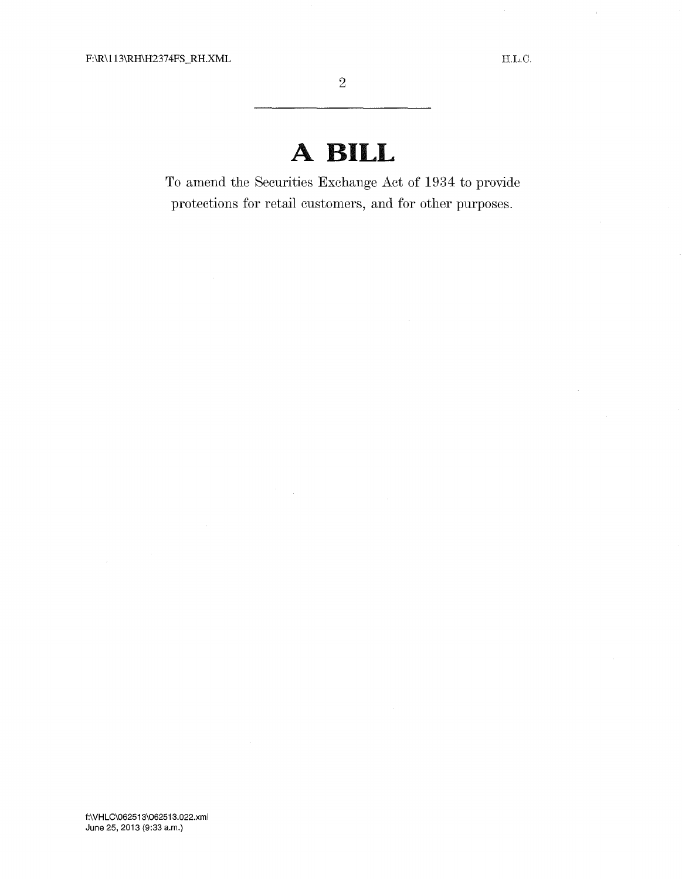# A BILL

To amend the Securities Exchange Act of 1934 to provide protections for retail customers, and for other purposes.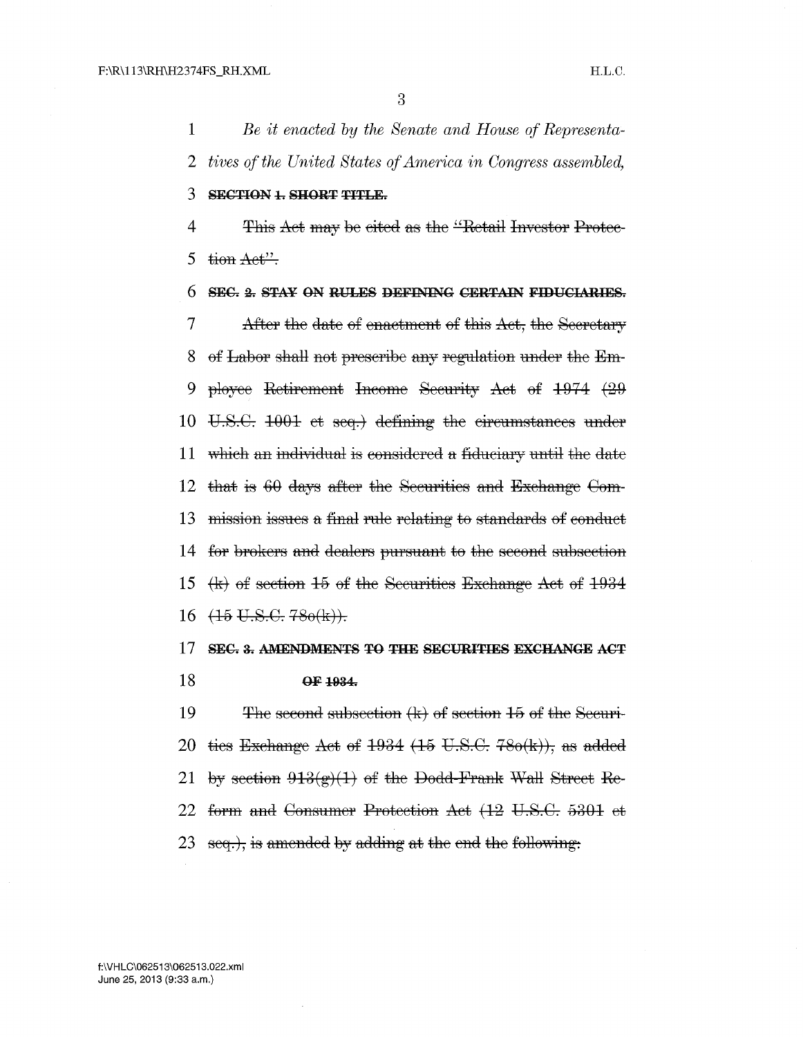*Be it enacted by the Senate and House of Representatives of the United States of America in Congress assembled,*

~~**SECTION 1. SHORT TITLE.**~~

~~This Act may be cited as the "Retail Investor Protection Act".~~

~~**SEC. 2. STAY ON RULES DEFINING CERTAIN FIDUCIARIES.**~~

~~After the date of enactment of this Act, the Secretary of Labor shall not prescribe any regulation under the Employee Retirement Income Security Act of 1974 (29 U.S.C. 1001 et seq.) defining the circumstances under which an individual is considered a fiduciary until the date that is 60 days after the Securities and Exchange Commission issues a final rule relating to standards of conduct for brokers and dealers pursuant to the second subsection (k) of section 15 of the Securities Exchange Act of 1934 (15 U.S.C. 78o(k)).~~

~~**SEC. 3. AMENDMENTS TO THE SECURITIES EXCHANGE ACT OF 1934.**~~

~~The second subsection (k) of section 15 of the Securities Exchange Act of 1934 (15 U.S.C. 78o(k)), as added by section 913(g)(1) of the Dodd-Frank Wall Street Reform and Consumer Protection Act (12 U.S.C. 5301 et seq.), is amended by adding at the end the following:~~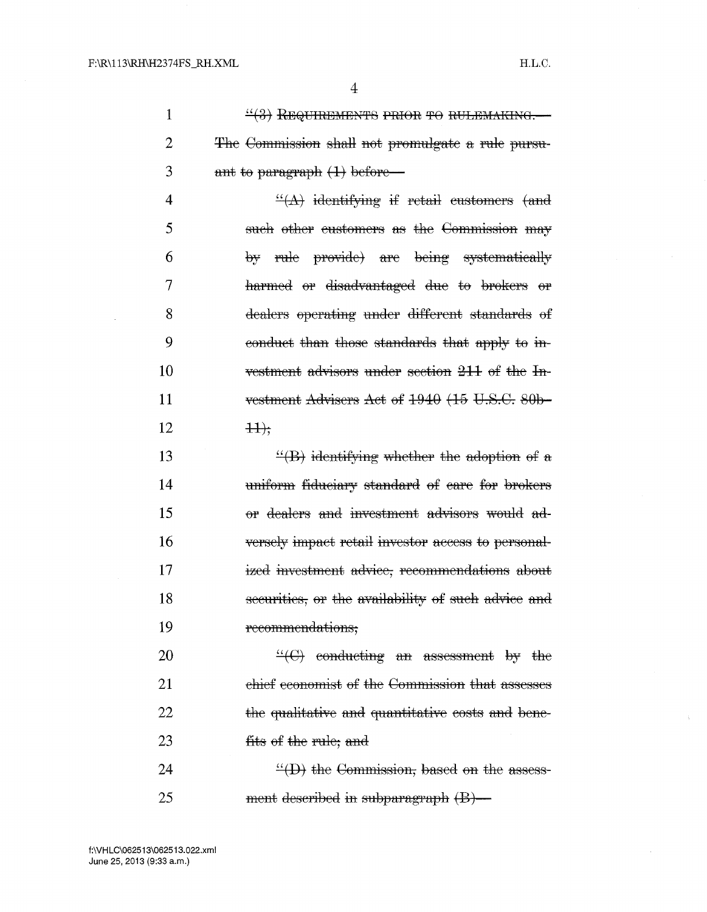~~"(3) REQUIREMENTS PRIOR TO RULEMAKING.—The Commission shall not promulgate a rule pursuant to paragraph (1) before—~~

~~"(A) identifying if retail customers (and such other customers as the Commission may by rule provide) are being systematically harmed or disadvantaged due to brokers or dealers operating under different standards of conduct than those standards that apply to investment advisors under section 211 of the Investment Advisers Act of 1940 (15 U.S.C. 80b–11);~~

~~"(B) identifying whether the adoption of a uniform fiduciary standard of care for brokers or dealers and investment advisors would adversely impact retail investor access to personalized investment advice, recommendations about securities, or the availability of such advice and recommendations;~~

~~"(C) conducting an assessment by the chief economist of the Commission that assesses the qualitative and quantitative costs and benefits of the rule; and~~

~~"(D) the Commission, based on the assessment described in subparagraph (B)—~~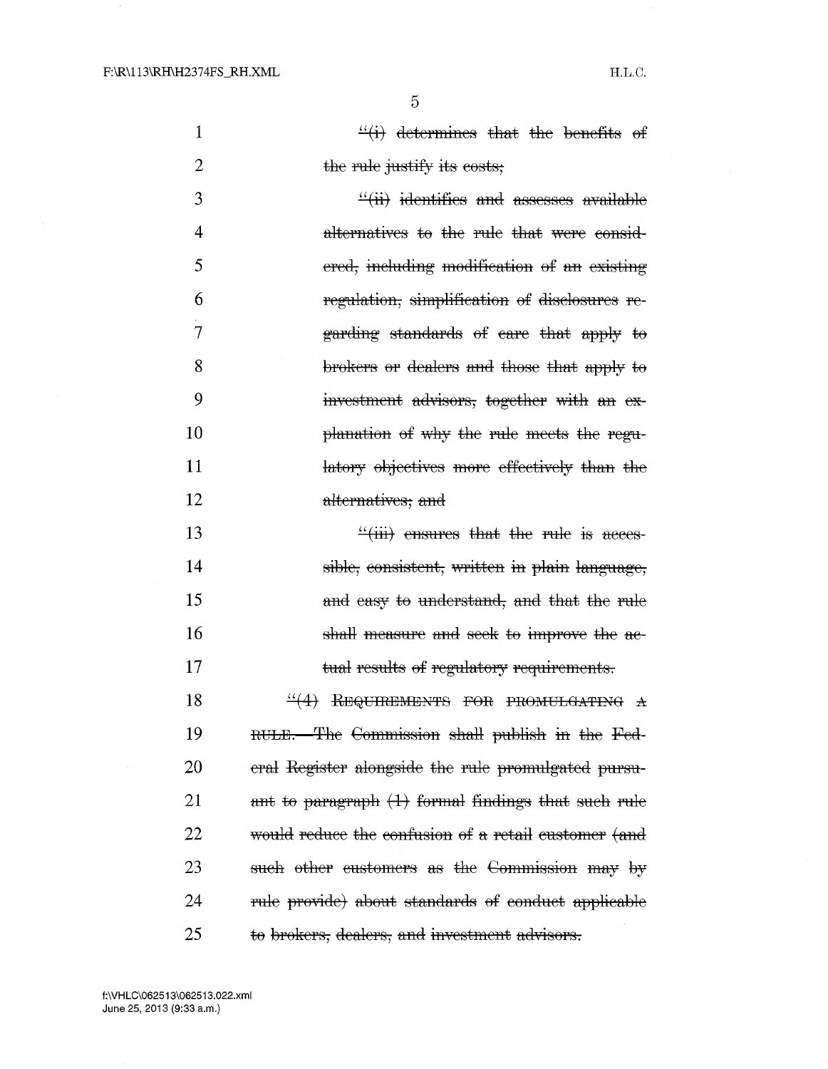~~"(i) determines that the benefits of the rule justify its costs;~~

~~"(ii) identifies and assesses available alternatives to the rule that were considered, including modification of an existing regulation, simplification of disclosures regarding standards of care that apply to brokers or dealers and those that apply to investment advisors, together with an explanation of why the rule meets the regulatory objectives more effectively than the alternatives; and~~

~~"(iii) ensures that the rule is accessible, consistent, written in plain language, and easy to understand, and that the rule shall measure and seek to improve the actual results of regulatory requirements.~~

~~"(4) REQUIREMENTS FOR PROMULGATING A RULE.—The Commission shall publish in the Federal Register alongside the rule promulgated pursuant to paragraph (1) formal findings that such rule would reduce the confusion of a retail customer (and such other customers as the Commission may by rule provide) about standards of conduct applicable to brokers, dealers, and investment advisors.~~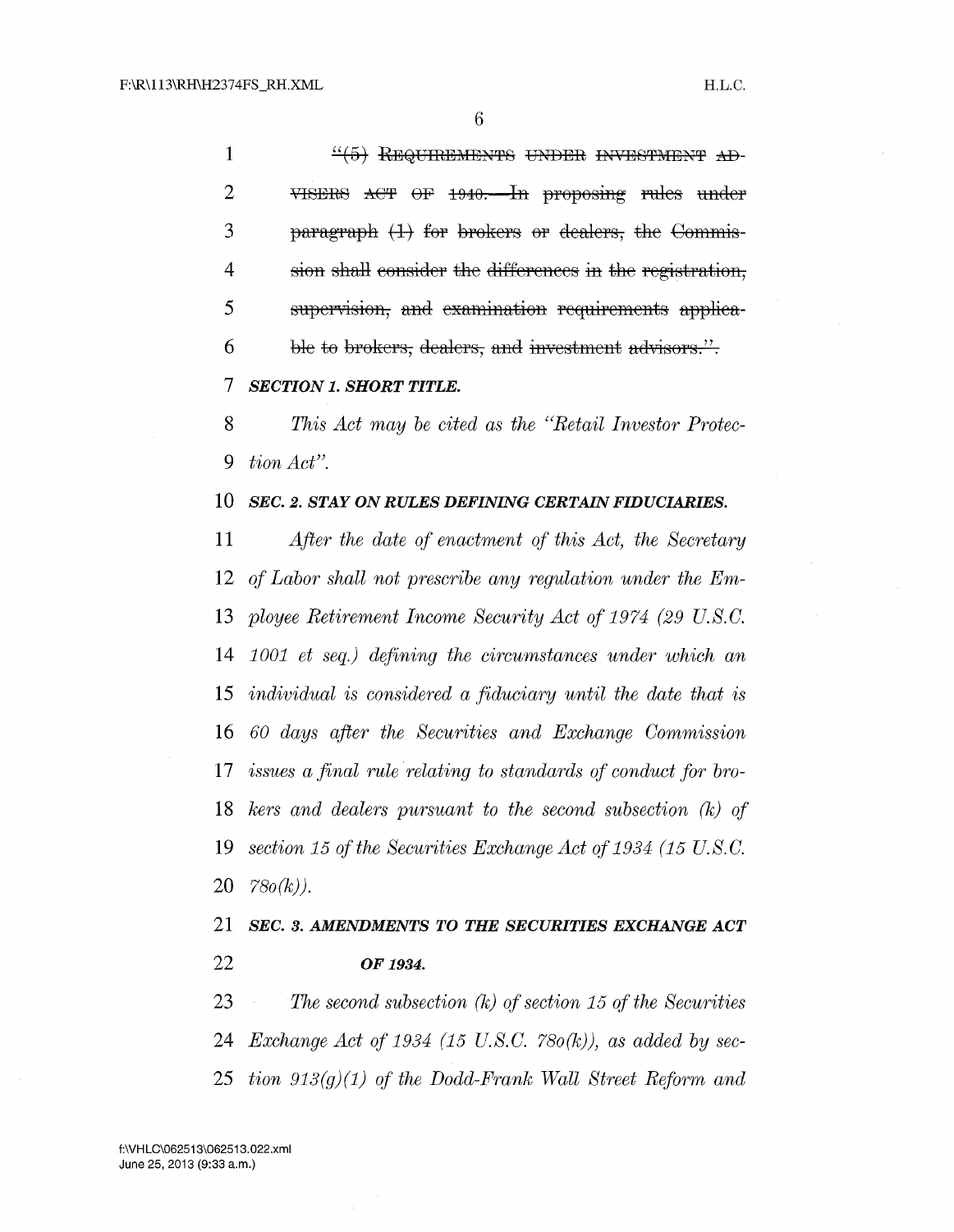~~"(5) REQUIREMENTS UNDER INVESTMENT ADVISERS ACT OF 1940.—In proposing rules under paragraph (1) for brokers or dealers, the Commission shall consider the differences in the registration, supervision, and examination requirements applicable to brokers, dealers, and investment advisors.".~~

***SECTION 1. SHORT TITLE.***

*This Act may be cited as the "Retail Investor Protection Act".*

***SEC. 2. STAY ON RULES DEFINING CERTAIN FIDUCIARIES.***

*After the date of enactment of this Act, the Secretary of Labor shall not prescribe any regulation under the Employee Retirement Income Security Act of 1974 (29 U.S.C. 1001 et seq.) defining the circumstances under which an individual is considered a fiduciary until the date that is 60 days after the Securities and Exchange Commission issues a final rule relating to standards of conduct for brokers and dealers pursuant to the second subsection (k) of section 15 of the Securities Exchange Act of 1934 (15 U.S.C. 78o(k)).*

***SEC. 3. AMENDMENTS TO THE SECURITIES EXCHANGE ACT OF 1934.***

*The second subsection (k) of section 15 of the Securities Exchange Act of 1934 (15 U.S.C. 78o(k)), as added by section 913(g)(1) of the Dodd-Frank Wall Street Reform and*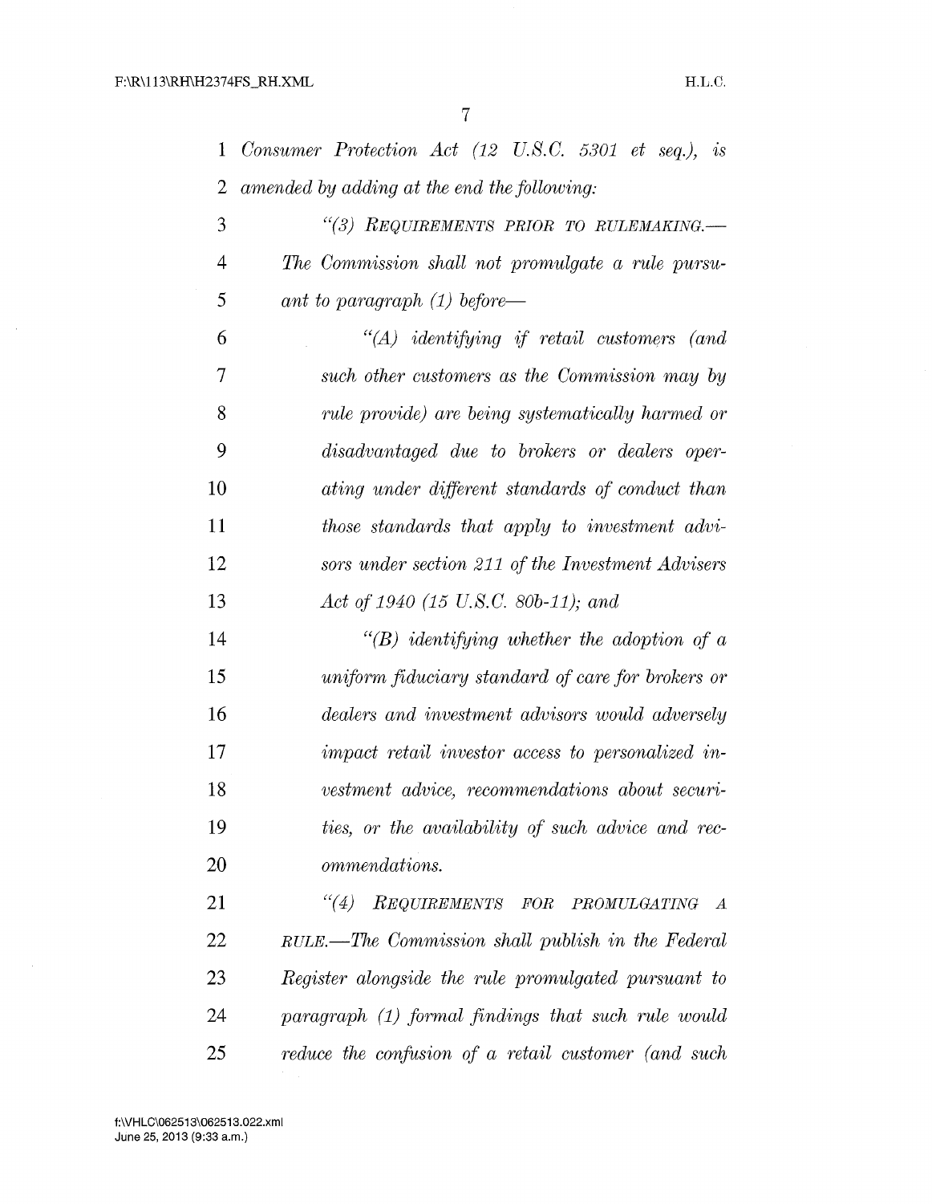*Consumer Protection Act (12 U.S.C. 5301 et seq.), is amended by adding at the end the following:*

*"(3) REQUIREMENTS PRIOR TO RULEMAKING.—The Commission shall not promulgate a rule pursuant to paragraph (1) before—*

*"(A) identifying if retail customers (and such other customers as the Commission may by rule provide) are being systematically harmed or disadvantaged due to brokers or dealers operating under different standards of conduct than those standards that apply to investment advisors under section 211 of the Investment Advisers Act of 1940 (15 U.S.C. 80b-11); and*

*"(B) identifying whether the adoption of a uniform fiduciary standard of care for brokers or dealers and investment advisors would adversely impact retail investor access to personalized investment advice, recommendations about securities, or the availability of such advice and recommendations.*

*"(4) REQUIREMENTS FOR PROMULGATING A RULE.—The Commission shall publish in the Federal Register alongside the rule promulgated pursuant to paragraph (1) formal findings that such rule would reduce the confusion of a retail customer (and such*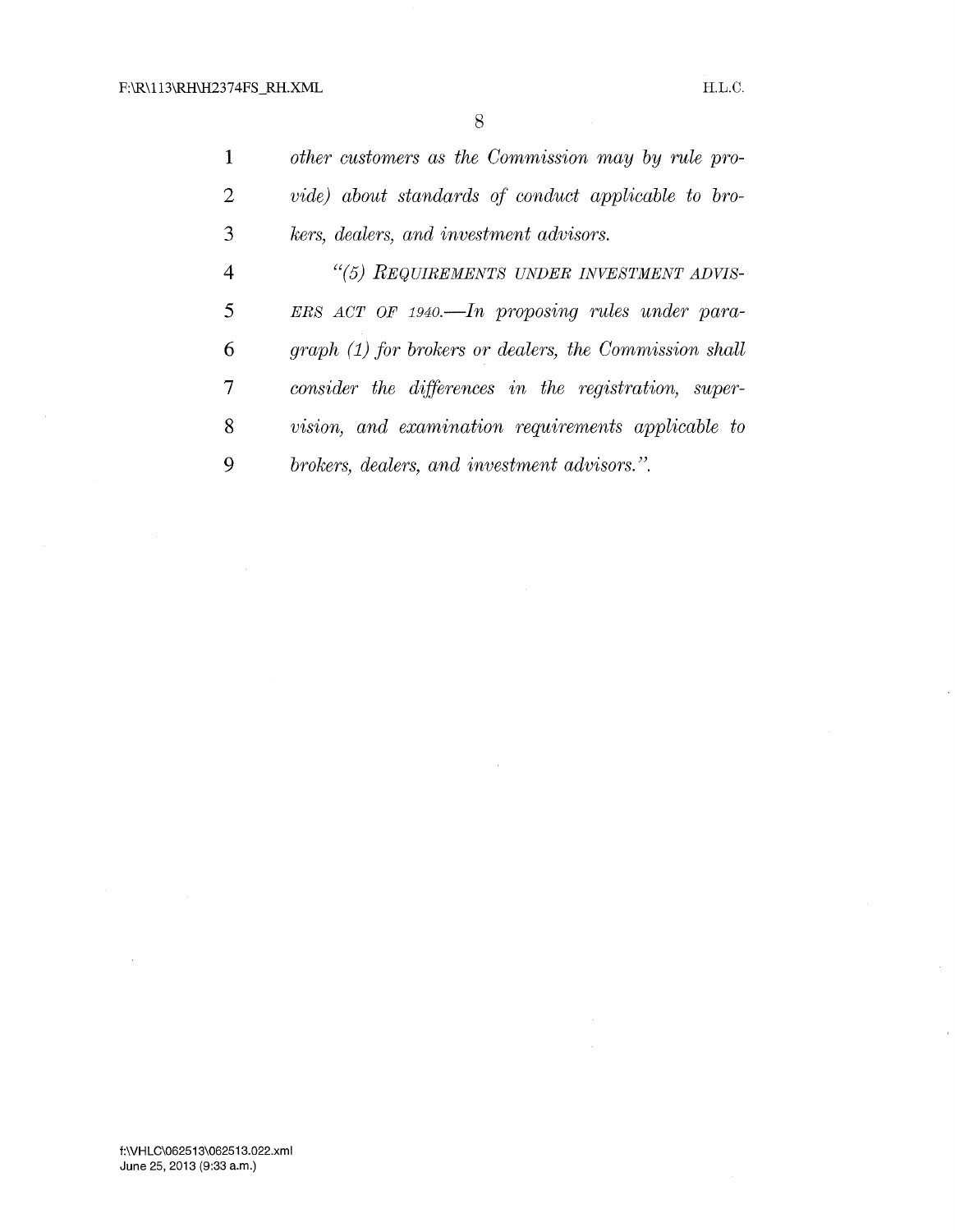*other customers as the Commission may by rule provide) about standards of conduct applicable to brokers, dealers, and investment advisors.*

*"(5) REQUIREMENTS UNDER INVESTMENT ADVISERS ACT OF 1940.—In proposing rules under paragraph (1) for brokers or dealers, the Commission shall consider the differences in the registration, supervision, and examination requirements applicable to brokers, dealers, and investment advisors.".*